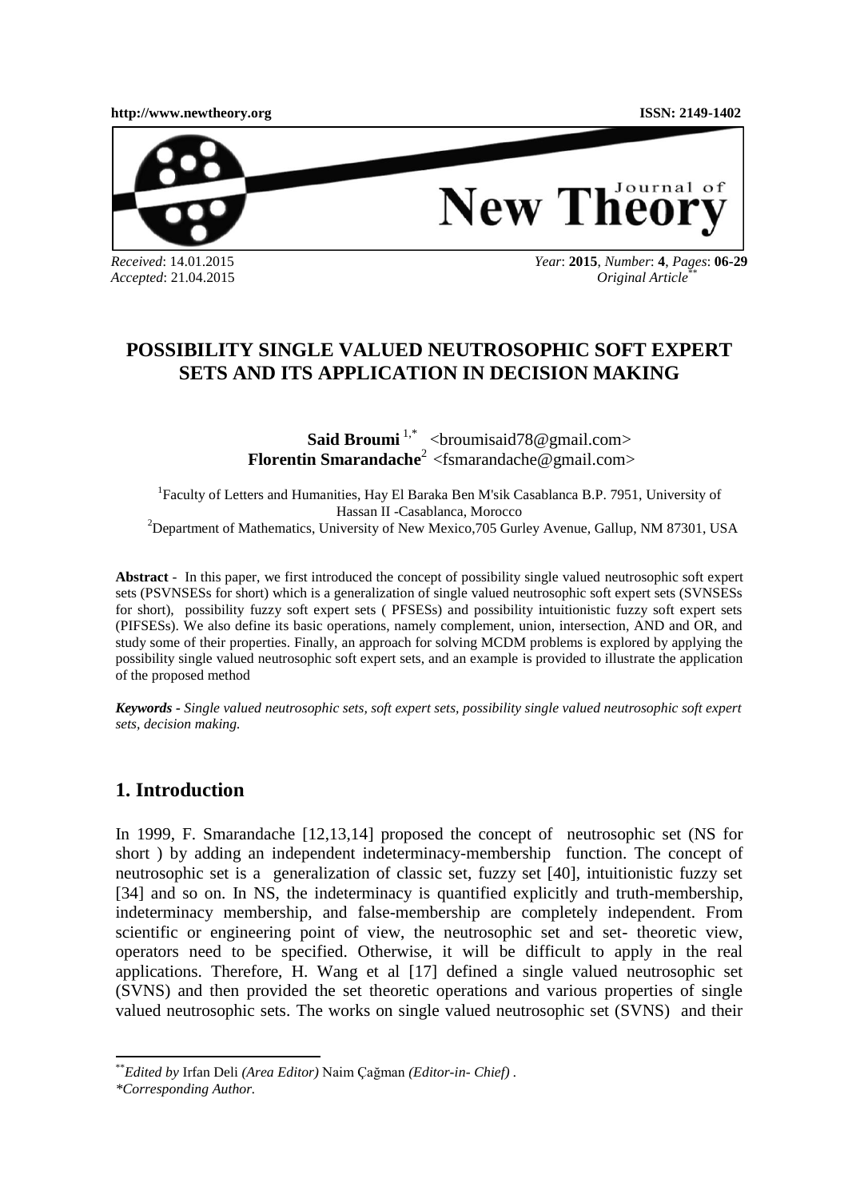Received: 14.01.2015
Accepted: 21.04.2015

Year: **2015**, Number: **4**, Pages: **06-29**
Original Article[**]

# POSSIBILITY SINGLE VALUED NEUTROSOPHIC SOFT EXPERT SETS AND ITS APPLICATION IN DECISION MAKING

**Said Broumi** [1,*] <broumisaid78@gmail.com>
**Florentin Smarandache**[2] <fsmarandache@gmail.com>

[1]Faculty of Letters and Humanities, Hay El Baraka Ben M'sik Casablanca B.P. 7951, University of Hassan II -Casablanca, Morocco
[2]Department of Mathematics, University of New Mexico,705 Gurley Avenue, Gallup, NM 87301, USA

**Abstract** - In this paper, we first introduced the concept of possibility single valued neutrosophic soft expert sets (PSVNSESs for short) which is a generalization of single valued neutrosophic soft expert sets (SVNSESs for short), possibility fuzzy soft expert sets ( PFSESs) and possibility intuitionistic fuzzy soft expert sets (PIFSESs). We also define its basic operations, namely complement, union, intersection, AND and OR, and study some of their properties. Finally, an approach for solving MCDM problems is explored by applying the possibility single valued neutrosophic soft expert sets, and an example is provided to illustrate the application of the proposed method

***Keywords** - Single valued neutrosophic sets, soft expert sets, possibility single valued neutrosophic soft expert sets, decision making.*

## 1. Introduction

In 1999, F. Smarandache [12,13,14] proposed the concept of neutrosophic set (NS for short ) by adding an independent indeterminacy-membership function. The concept of neutrosophic set is a generalization of classic set, fuzzy set [40], intuitionistic fuzzy set [34] and so on. In NS, the indeterminacy is quantified explicitly and truth-membership, indeterminacy membership, and false-membership are completely independent. From scientific or engineering point of view, the neutrosophic set and set- theoretic view, operators need to be specified. Otherwise, it will be difficult to apply in the real applications. Therefore, H. Wang et al [17] defined a single valued neutrosophic set (SVNS) and then provided the set theoretic operations and various properties of single valued neutrosophic sets. The works on single valued neutrosophic set (SVNS) and their

---

[**]*Edited by* Irfan Deli *(Area Editor)* Naim Çağman *(Editor-in- Chief)* .
*\*Corresponding Author.*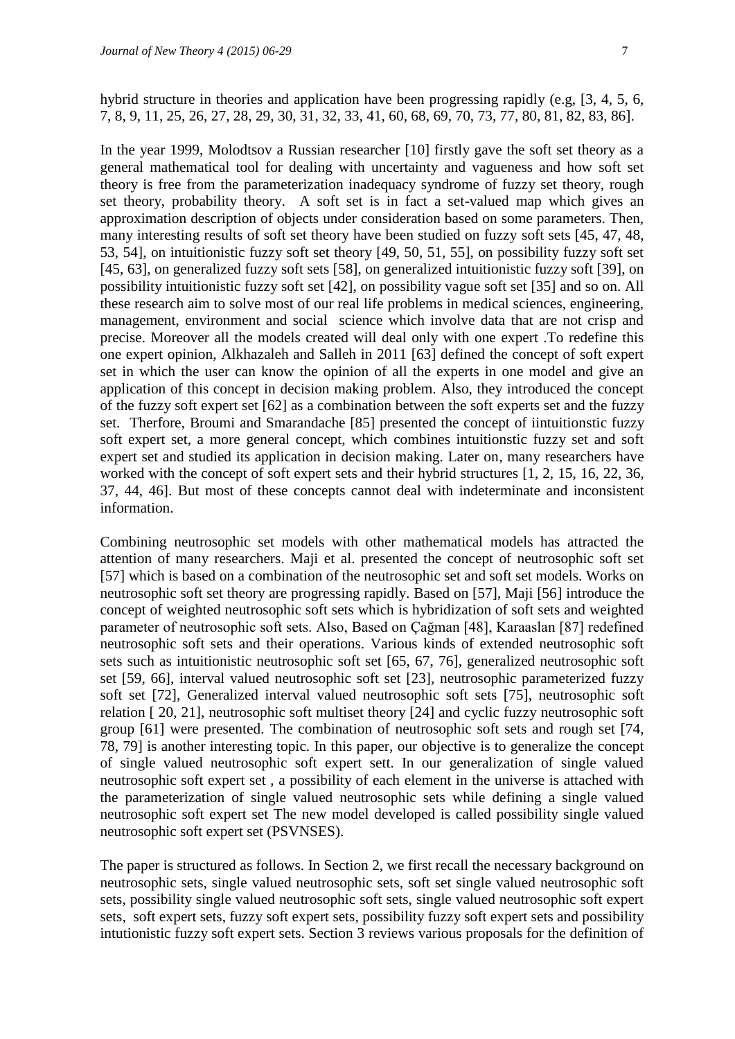hybrid structure in theories and application have been progressing rapidly (e.g, [3, 4, 5, 6, 7, 8, 9, 11, 25, 26, 27, 28, 29, 30, 31, 32, 33, 41, 60, 68, 69, 70, 73, 77, 80, 81, 82, 83, 86].

In the year 1999, Molodtsov a Russian researcher [10] firstly gave the soft set theory as a general mathematical tool for dealing with uncertainty and vagueness and how soft set theory is free from the parameterization inadequacy syndrome of fuzzy set theory, rough set theory, probability theory. A soft set is in fact a set-valued map which gives an approximation description of objects under consideration based on some parameters. Then, many interesting results of soft set theory have been studied on fuzzy soft sets [45, 47, 48, 53, 54], on intuitionistic fuzzy soft set theory [49, 50, 51, 55], on possibility fuzzy soft set [45, 63], on generalized fuzzy soft sets [58], on generalized intuitionistic fuzzy soft [39], on possibility intuitionistic fuzzy soft set [42], on possibility vague soft set [35] and so on. All these research aim to solve most of our real life problems in medical sciences, engineering, management, environment and social science which involve data that are not crisp and precise. Moreover all the models created will deal only with one expert .To redefine this one expert opinion, Alkhazaleh and Salleh in 2011 [63] defined the concept of soft expert set in which the user can know the opinion of all the experts in one model and give an application of this concept in decision making problem. Also, they introduced the concept of the fuzzy soft expert set [62] as a combination between the soft experts set and the fuzzy set. Therfore, Broumi and Smarandache [85] presented the concept of iintuitionstic fuzzy soft expert set, a more general concept, which combines intuitionstic fuzzy set and soft expert set and studied its application in decision making. Later on, many researchers have worked with the concept of soft expert sets and their hybrid structures [1, 2, 15, 16, 22, 36, 37, 44, 46]. But most of these concepts cannot deal with indeterminate and inconsistent information.

Combining neutrosophic set models with other mathematical models has attracted the attention of many researchers. Maji et al. presented the concept of neutrosophic soft set [57] which is based on a combination of the neutrosophic set and soft set models. Works on neutrosophic soft set theory are progressing rapidly. Based on [57], Maji [56] introduce the concept of weighted neutrosophic soft sets which is hybridization of soft sets and weighted parameter of neutrosophic soft sets. Also, Based on Çağman [48], Karaaslan [87] redefined neutrosophic soft sets and their operations. Various kinds of extended neutrosophic soft sets such as intuitionistic neutrosophic soft set [65, 67, 76], generalized neutrosophic soft set [59, 66], interval valued neutrosophic soft set [23], neutrosophic parameterized fuzzy soft set [72], Generalized interval valued neutrosophic soft sets [75], neutrosophic soft relation [ 20, 21], neutrosophic soft multiset theory [24] and cyclic fuzzy neutrosophic soft group [61] were presented. The combination of neutrosophic soft sets and rough set [74, 78, 79] is another interesting topic. In this paper, our objective is to generalize the concept of single valued neutrosophic soft expert sett. In our generalization of single valued neutrosophic soft expert set , a possibility of each element in the universe is attached with the parameterization of single valued neutrosophic sets while defining a single valued neutrosophic soft expert set The new model developed is called possibility single valued neutrosophic soft expert set (PSVNSES).

The paper is structured as follows. In Section 2, we first recall the necessary background on neutrosophic sets, single valued neutrosophic sets, soft set single valued neutrosophic soft sets, possibility single valued neutrosophic soft sets, single valued neutrosophic soft expert sets, soft expert sets, fuzzy soft expert sets, possibility fuzzy soft expert sets and possibility intutionistic fuzzy soft expert sets. Section 3 reviews various proposals for the definition of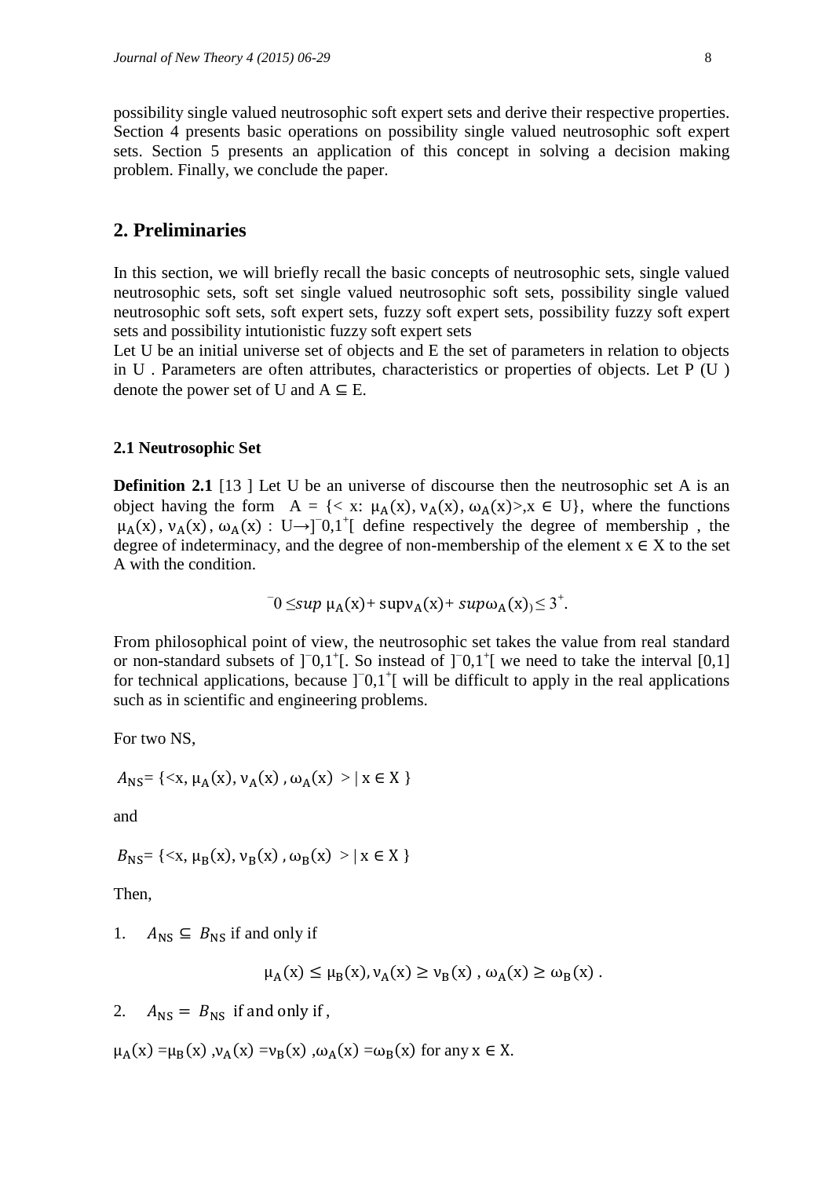possibility single valued neutrosophic soft expert sets and derive their respective properties. Section 4 presents basic operations on possibility single valued neutrosophic soft expert sets. Section 5 presents an application of this concept in solving a decision making problem. Finally, we conclude the paper.

## 2. Preliminaries

In this section, we will briefly recall the basic concepts of neutrosophic sets, single valued neutrosophic sets, soft set single valued neutrosophic soft sets, possibility single valued neutrosophic soft sets, soft expert sets, fuzzy soft expert sets, possibility fuzzy soft expert sets and possibility intutionistic fuzzy soft expert sets

Let U be an initial universe set of objects and E the set of parameters in relation to objects in U . Parameters are often attributes, characteristics or properties of objects. Let P (U ) denote the power set of U and A ⊆ E.

### 2.1 Neutrosophic Set

**Definition 2.1** [13 ] Let U be an universe of discourse then the neutrosophic set A is an object having the form $A = \{< x: \mu_A(x), \nu_A(x), \omega_A(x)>, x \in U\}$, where the functions $\mu_A(x), \nu_A(x), \omega_A(x) : U \rightarrow ]^{-}0,1^{+}[$ define respectively the degree of membership , the degree of indeterminacy, and the degree of non-membership of the element x ∈ X to the set A with the condition.

$$^{-}0 \leq sup\ \mu_A(x) + sup\nu_A(x) + sup\omega_A(x) \leq 3^{+}.$$

From philosophical point of view, the neutrosophic set takes the value from real standard or non-standard subsets of $]^{-}0,1^{+}[$. So instead of $]^{-}0,1^{+}[$ we need to take the interval [0,1] for technical applications, because $]^{-}0,1^{+}[$ will be difficult to apply in the real applications such as in scientific and engineering problems.

For two NS,

$A_{NS} = \{<x, \mu_A(x), \nu_A(x), \omega_A(x) > | x \in X \}$

and

$B_{NS} = \{<x, \mu_B(x), \nu_B(x), \omega_B(x) > | x \in X \}$

Then,

1. $A_{NS} \subseteq B_{NS}$ if and only if

$$\mu_A(x) \leq \mu_B(x), \nu_A(x) \geq \nu_B(x), \omega_A(x) \geq \omega_B(x).$$

2. $A_{NS} = B_{NS}$ if and only if ,

$\mu_A(x) = \mu_B(x), \nu_A(x) = \nu_B(x), \omega_A(x) = \omega_B(x)$ for any x ∈ X.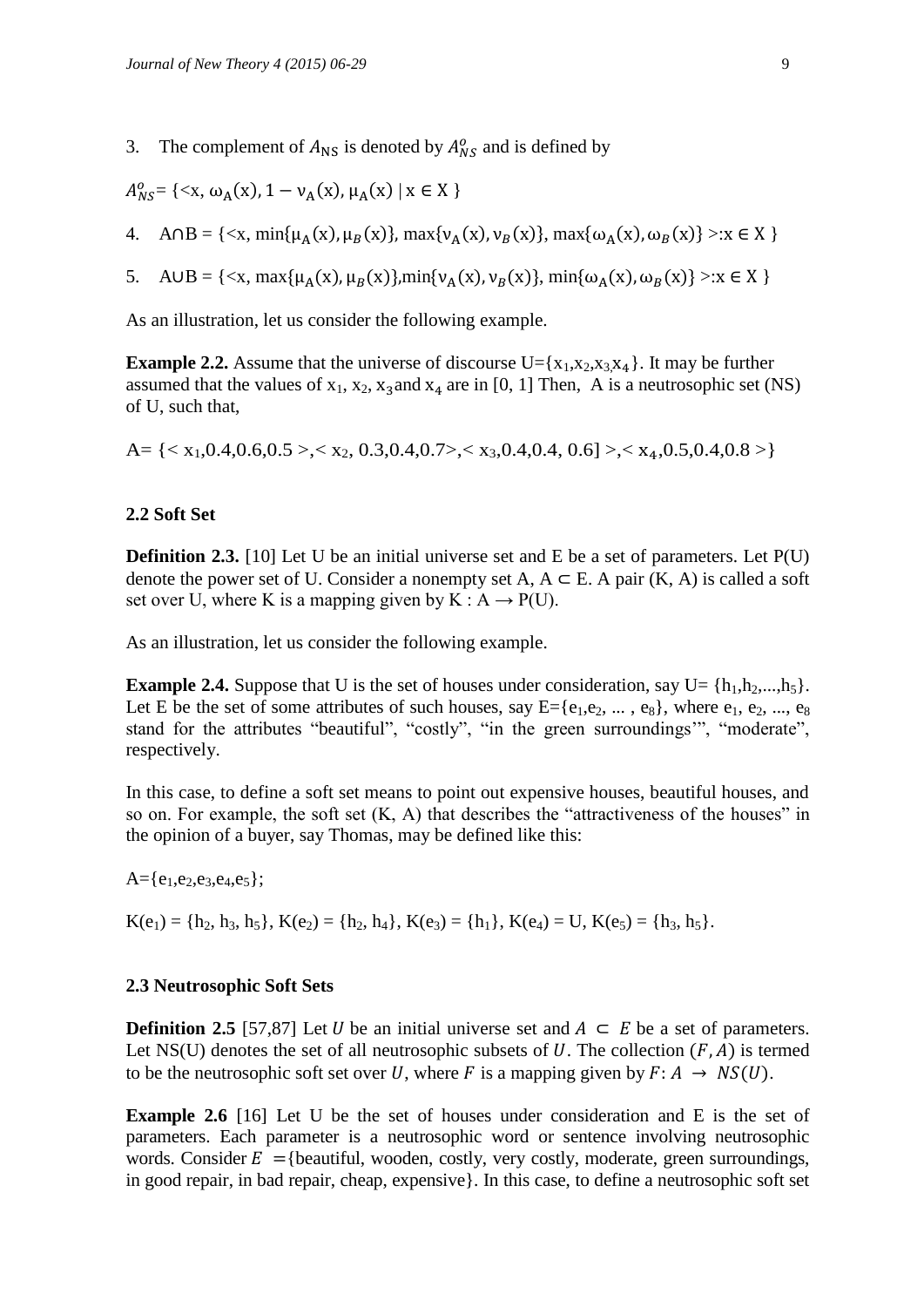3. The complement of $A_{\mathrm{NS}}$ is denoted by $A_{NS}^{o}$ and is defined by

$A_{NS}^{o}$= {<x, $\omega_{\mathrm{A}}(\mathrm{x}), 1-\nu_{\mathrm{A}}(\mathrm{x}), \mu_{\mathrm{A}}(\mathrm{x})$ | x ∈ X }

4. A∩B = {<x, $\min\{\mu_{\mathrm{A}}(\mathrm{x}), \mu_{B}(\mathrm{x})\}$, $\max\{\nu_{\mathrm{A}}(\mathrm{x}), \nu_{B}(\mathrm{x})\}$, $\max\{\omega_{\mathrm{A}}(\mathrm{x}), \omega_{B}(\mathrm{x})\}$ >:x ∈ X }

5. A∪B = {<x, $\max\{\mu_{\mathrm{A}}(\mathrm{x}), \mu_{B}(\mathrm{x})\}$,$\min\{\nu_{\mathrm{A}}(\mathrm{x}), \nu_{B}(\mathrm{x})\}$, $\min\{\omega_{\mathrm{A}}(\mathrm{x}), \omega_{B}(\mathrm{x})\}$ >:x ∈ X }

As an illustration, let us consider the following example.

**Example 2.2.** Assume that the universe of discourse U={$x_1$,$x_2$,$x_3$,$x_4$}. It may be further assumed that the values of $x_1$, $x_2$, $x_3$ and $x_4$ are in [0, 1] Then, A is a neutrosophic set (NS) of U, such that,

A= {< $x_1$,0.4,0.6,0.5 >,< $x_2$, 0.3,0.4,0.7>,< $x_3$,0.4,0.4, 0.6] >,< $x_4$,0.5,0.4,0.8 >}

### 2.2 Soft Set

**Definition 2.3.** [10] Let U be an initial universe set and E be a set of parameters. Let P(U) denote the power set of U. Consider a nonempty set A, A ⊂ E. A pair (K, A) is called a soft set over U, where K is a mapping given by K : A → P(U).

As an illustration, let us consider the following example.

**Example 2.4.** Suppose that U is the set of houses under consideration, say U= {$h_1$,$h_2$,...,$h_5$}. Let E be the set of some attributes of such houses, say E={$e_1$,$e_2$, ... , $e_8$}, where $e_1$, $e_2$, ..., $e_8$ stand for the attributes "beautiful", "costly", "in the green surroundings'", "moderate", respectively.

In this case, to define a soft set means to point out expensive houses, beautiful houses, and so on. For example, the soft set (K, A) that describes the "attractiveness of the houses" in the opinion of a buyer, say Thomas, may be defined like this:

A={$e_1$,$e_2$,$e_3$,$e_4$,$e_5$};

K($e_1$) = {$h_2$, $h_3$, $h_5$}, K($e_2$) = {$h_2$, $h_4$}, K($e_3$) = {$h_1$}, K($e_4$) = U, K($e_5$) = {$h_3$, $h_5$}.

### 2.3 Neutrosophic Soft Sets

**Definition 2.5** [57,87] Let $U$ be an initial universe set and $A \subset E$ be a set of parameters. Let NS(U) denotes the set of all neutrosophic subsets of $U$. The collection $(F, A)$ is termed to be the neutrosophic soft set over $U$, where $F$ is a mapping given by $F: A \rightarrow NS(U)$.

**Example 2.6** [16] Let U be the set of houses under consideration and E is the set of parameters. Each parameter is a neutrosophic word or sentence involving neutrosophic words. Consider $E$ ={beautiful, wooden, costly, very costly, moderate, green surroundings, in good repair, in bad repair, cheap, expensive}. In this case, to define a neutrosophic soft set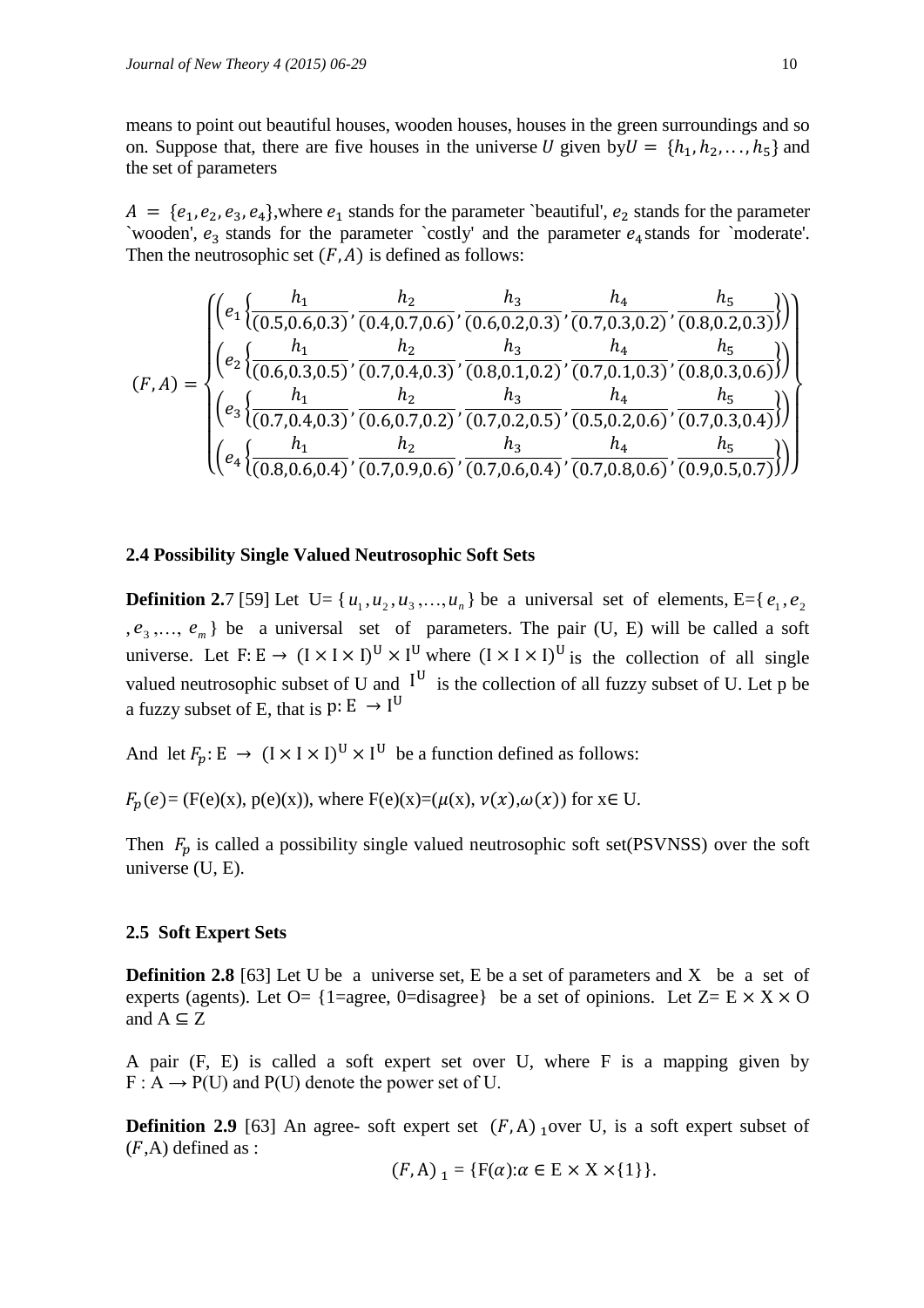means to point out beautiful houses, wooden houses, houses in the green surroundings and so on. Suppose that, there are five houses in the universe $U$ given by $U = \{h_1, h_2, \ldots, h_5\}$ and the set of parameters

$A = \{e_1, e_2, e_3, e_4\}$, where $e_1$ stands for the parameter `beautiful', $e_2$ stands for the parameter `wooden', $e_3$ stands for the parameter `costly' and the parameter $e_4$ stands for `moderate'. Then the neutrosophic set $(F, A)$ is defined as follows:

$$(F,A) = \begin{Bmatrix} \left(e_1\left\{\frac{h_1}{(0.5,0.6,0.3)}, \frac{h_2}{(0.4,0.7,0.6)}, \frac{h_3}{(0.6,0.2,0.3)}, \frac{h_4}{(0.7,0.3,0.2)}, \frac{h_5}{(0.8,0.2,0.3)}\right\}\right) \\ \left(e_2\left\{\frac{h_1}{(0.6,0.3,0.5)}, \frac{h_2}{(0.7,0.4,0.3)}, \frac{h_3}{(0.8,0.1,0.2)}, \frac{h_4}{(0.7,0.1,0.3)}, \frac{h_5}{(0.8,0.3,0.6)}\right\}\right) \\ \left(e_3\left\{\frac{h_1}{(0.7,0.4,0.3)}, \frac{h_2}{(0.6,0.7,0.2)}, \frac{h_3}{(0.7,0.2,0.5)}, \frac{h_4}{(0.5,0.2,0.6)}, \frac{h_5}{(0.7,0.3,0.4)}\right\}\right) \\ \left(e_4\left\{\frac{h_1}{(0.8,0.6,0.4)}, \frac{h_2}{(0.7,0.9,0.6)}, \frac{h_3}{(0.7,0.6,0.4)}, \frac{h_4}{(0.7,0.8,0.6)}, \frac{h_5}{(0.9,0.5,0.7)}\right\}\right) \end{Bmatrix}$$

### 2.4 Possibility Single Valued Neutrosophic Soft Sets

**Definition 2.7** [59] Let $U = \{u_1, u_2, u_3, \ldots, u_n\}$ be a universal set of elements, $E = \{e_1, e_2, e_3, \ldots, e_m\}$ be a universal set of parameters. The pair (U, E) will be called a soft universe. Let $F: E \to (I \times I \times I)^U \times I^U$ where $(I \times I \times I)^U$ is the collection of all single valued neutrosophic subset of U and $I^U$ is the collection of all fuzzy subset of U. Let p be a fuzzy subset of E, that is $p: E \to I^U$

And let $F_p: E \to (I \times I \times I)^U \times I^U$ be a function defined as follows:

$F_p(e) = (F(e)(x), p(e)(x))$, where $F(e)(x) = (\mu(x), \nu(x), \omega(x))$ for $x \in U$.

Then $F_p$ is called a possibility single valued neutrosophic soft set(PSVNSS) over the soft universe (U, E).

### 2.5 Soft Expert Sets

**Definition 2.8** [63] Let U be a universe set, E be a set of parameters and X be a set of experts (agents). Let O= {1=agree, 0=disagree} be a set of opinions. Let $Z = E \times X \times O$ and $A \subseteq Z$

A pair (F, E) is called a soft expert set over U, where F is a mapping given by $F : A \to P(U)$ and P(U) denote the power set of U.

**Definition 2.9** [63] An agree- soft expert set $(F, A)_1$ over U, is a soft expert subset of $(F, A)$ defined as :

$$(F, A)_1 = \{F(\alpha): \alpha \in E \times X \times \{1\}\}.$$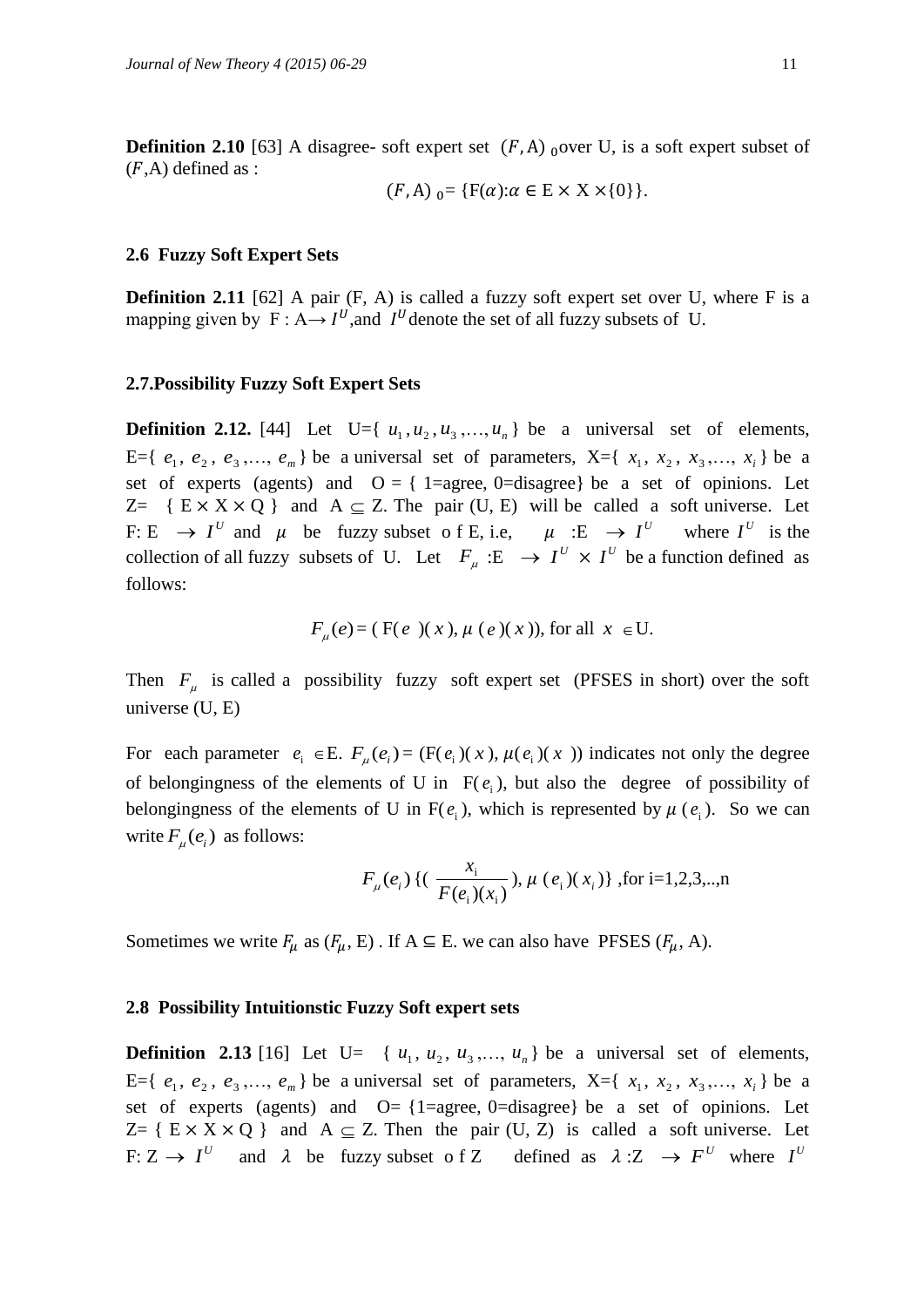**Definition 2.10** [63] A disagree- soft expert set $(F, \mathrm{A})_0$ over U, is a soft expert subset of $(F,\mathrm{A})$ defined as :

$$(F, \mathrm{A})_0 = \{\mathrm{F}(\alpha){:}\alpha \in \mathrm{E} \times \mathrm{X} \times \{0\}\}.$$

### 2.6 Fuzzy Soft Expert Sets

**Definition 2.11** [62] A pair (F, A) is called a fuzzy soft expert set over U, where F is a mapping given by $\mathrm{F} : \mathrm{A} \rightarrow I^U$, and $I^U$ denote the set of all fuzzy subsets of U.

### 2.7. Possibility Fuzzy Soft Expert Sets

**Definition 2.12.** [44] Let U={ $u_1, u_2, u_3, \ldots, u_n$ } be a universal set of elements, E={ $e_1, e_2, e_3, \ldots, e_m$ } be a universal set of parameters, X={ $x_1, x_2, x_3, \ldots, x_i$ } be a set of experts (agents) and O = { 1=agree, 0=disagree} be a set of opinions. Let Z= { $\mathrm{E} \times \mathrm{X} \times \mathrm{Q}$ } and $\mathrm{A} \subseteq \mathrm{Z}$. The pair (U, E) will be called a soft universe. Let F: E $\rightarrow I^U$ and $\mu$ be fuzzy subset o f E, i.e, $\mu$ :E $\rightarrow I^U$ where $I^U$ is the collection of all fuzzy subsets of U. Let $F_\mu$ :E $\rightarrow I^U \times I^U$ be a function defined as follows:

$$F_\mu(e) = (\mathrm{F}(e)(x), \mu(e)(x)), \text{ for all } x \in \mathrm{U}.$$

Then $F_\mu$ is called a possibility fuzzy soft expert set (PFSES in short) over the soft universe (U, E)

For each parameter $e_i \in \mathrm{E}$. $F_\mu(e_i) = (\mathrm{F}(e_i)(x), \mu(e_i)(x))$ indicates not only the degree of belongingness of the elements of U in $\mathrm{F}(e_i)$, but also the degree of possibility of belongingness of the elements of U in $\mathrm{F}(e_i)$, which is represented by $\mu(e_i)$. So we can write $F_\mu(e_i)$ as follows:

$$F_\mu(e_i)\{(\frac{x_i}{F(e_i)(x_i)}), \mu(e_i)(x_i)\} \text{ ,for i=1,2,3,..,n}$$

Sometimes we write $F_\mu$ as $(F_\mu, \mathrm{E})$ . If $\mathrm{A} \subseteq \mathrm{E}$. we can also have PFSES $(F_\mu, \mathrm{A})$.

### 2.8 Possibility Intuitionstic Fuzzy Soft expert sets

**Definition 2.13** [16] Let U= { $u_1, u_2, u_3, \ldots, u_n$ } be a universal set of elements, E={ $e_1, e_2, e_3, \ldots, e_m$ } be a universal set of parameters, X={ $x_1, x_2, x_3, \ldots, x_i$ } be a set of experts (agents) and O= {1=agree, 0=disagree} be a set of opinions. Let Z= { $\mathrm{E} \times \mathrm{X} \times \mathrm{Q}$ } and $\mathrm{A} \subseteq \mathrm{Z}$. Then the pair (U, Z) is called a soft universe. Let F: Z $\rightarrow I^U$ and $\lambda$ be fuzzy subset o f Z defined as $\lambda$ :Z $\rightarrow F^U$ where $I^U$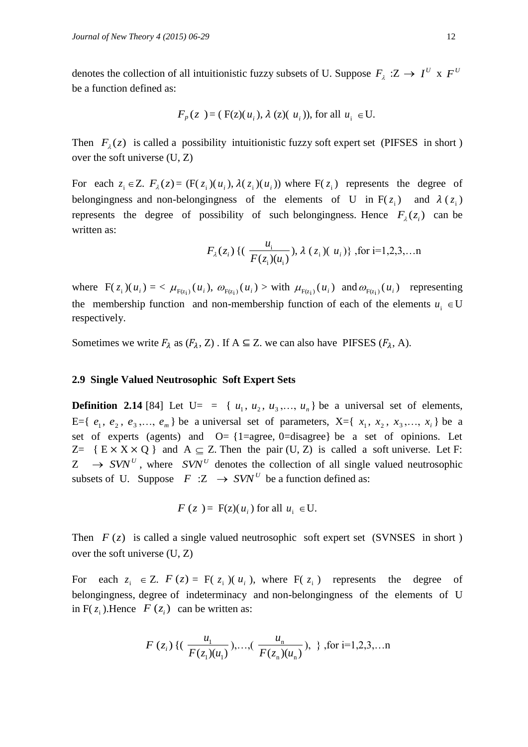denotes the collection of all intuitionistic fuzzy subsets of U. Suppose $F_\lambda$ :Z $\rightarrow$ $I^U$ x $F^U$ be a function defined as:

$$F_p(z) = (\text{F}(z)(u_i), \lambda(z)(u_i)), \text{ for all } u_i \in \text{U}.$$

Then $F_\lambda(z)$ is called a possibility intuitionistic fuzzy soft expert set (PIFSES in short) over the soft universe (U, Z)

For each $z_i \in$ Z. $F_\lambda(z)$ = (F($z_i$)($u_i$), $\lambda$($z_i$)($u_i$)) where F($z_i$) represents the degree of belongingness and non-belongingness of the elements of U in F($z_i$) and $\lambda$($z_i$) represents the degree of possibility of such belongingness. Hence $F_\lambda(z_i)$ can be written as:

$$F_\lambda(z_i)\{(\frac{u_i}{F(z_i)(u_i)}), \lambda(z_i)(u_i)\} \text{ ,for i=1,2,3,…n}$$

where F($z_i$)($u_i$) = < $\mu_{F(z_i)}(u_i)$, $\omega_{F(z_i)}(u_i)$ > with $\mu_{F(z_i)}(u_i)$ and $\omega_{F(z_i)}(u_i)$ representing the membership function and non-membership function of each of the elements $u_i \in$ U respectively.

Sometimes we write $F_\lambda$ as ($F_\lambda$, Z) . If A ⊆ Z. we can also have PIFSES ($F_\lambda$, A).

### 2.9 Single Valued Neutrosophic Soft Expert Sets

**Definition 2.14** [84] Let U= = { $u_1$, $u_2$, $u_3$,…, $u_n$} be a universal set of elements, E={ $e_1$, $e_2$, $e_3$,…, $e_m$} be a universal set of parameters, X={ $x_1$, $x_2$, $x_3$,…, $x_i$} be a set of experts (agents) and O= {1=agree, 0=disagree} be a set of opinions. Let Z= { E $\times$ X $\times$ Q } and A $\subseteq$ Z. Then the pair (U, Z) is called a soft universe. Let F: Z $\rightarrow$ $SVN^U$, where $SVN^U$ denotes the collection of all single valued neutrosophic subsets of U. Suppose $F$ :Z $\rightarrow$ $SVN^U$ be a function defined as:

$$F(z) = \text{F}(z)(u_i) \text{ for all } u_i \in \text{U}.$$

Then $F(z)$ is called a single valued neutrosophic soft expert set (SVNSES in short) over the soft universe (U, Z)

For each $z_i \in$ Z. $F(z)$ = F($z_i$)($u_i$), where F($z_i$) represents the degree of belongingness, degree of indeterminacy and non-belongingness of the elements of U in F($z_i$).Hence $F(z_i)$ can be written as:

$$F(z_i)\{(\frac{u_1}{F(z_1)(u_1)}),…,(\frac{u_n}{F(z_n)(u_n)}), \} \text{ ,for i=1,2,3,…n}$$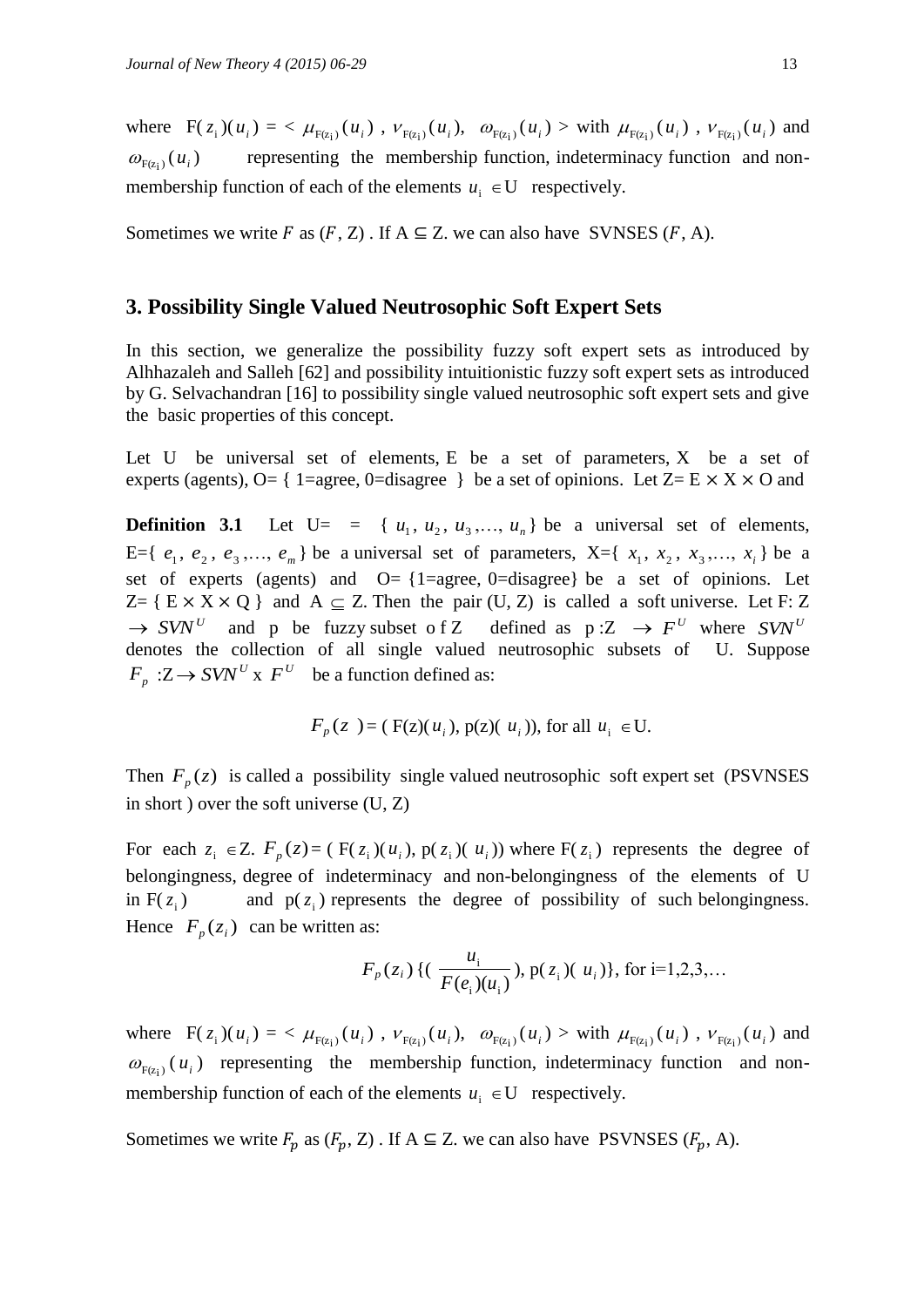where $F(z_i)(u_i) = < \mu_{F(z_i)}(u_i)$ , $\nu_{F(z_i)}(u_i)$, $\omega_{F(z_i)}(u_i) >$ with $\mu_{F(z_i)}(u_i)$ , $\nu_{F(z_i)}(u_i)$ and $\omega_{F(z_i)}(u_i)$ representing the membership function, indeterminacy function and non-membership function of each of the elements $u_i \in U$ respectively.

Sometimes we write $F$ as $(F, Z)$ . If $A \subseteq Z$. we can also have SVNSES $(F, A)$.

## 3. Possibility Single Valued Neutrosophic Soft Expert Sets

In this section, we generalize the possibility fuzzy soft expert sets as introduced by Alhhazaleh and Salleh [62] and possibility intuitionistic fuzzy soft expert sets as introduced by G. Selvachandran [16] to possibility single valued neutrosophic soft expert sets and give the basic properties of this concept.

Let U be universal set of elements, E be a set of parameters, X be a set of experts (agents), O= { 1=agree, 0=disagree } be a set of opinions. Let $Z = E \times X \times O$ and

**Definition 3.1** Let U= = $\{u_1, u_2, u_3, \ldots, u_n\}$ be a universal set of elements, E=$\{e_1, e_2, e_3, \ldots, e_m\}$ be a universal set of parameters, X=$\{x_1, x_2, x_3, \ldots, x_i\}$ be a set of experts (agents) and O= {1=agree, 0=disagree} be a set of opinions. Let Z= $\{ E \times X \times Q \}$ and $A \subseteq Z$. Then the pair (U, Z) is called a soft universe. Let F: Z $\rightarrow SVN^U$ and p be fuzzy subset o f Z defined as p :Z $\rightarrow F^U$ where $SVN^U$ denotes the collection of all single valued neutrosophic subsets of U. Suppose $F_p$ :Z $\rightarrow SVN^U$ x $F^U$ be a function defined as:

$$F_p(z) = (F(z)(u_i), p(z)(u_i)), \text{ for all } u_i \in U.$$

Then $F_p(z)$ is called a possibility single valued neutrosophic soft expert set (PSVNSES in short ) over the soft universe (U, Z)

For each $z_i \in Z$. $F_p(z) = (F(z_i)(u_i), p(z_i)(u_i))$ where $F(z_i)$ represents the degree of belongingness, degree of indeterminacy and non-belongingness of the elements of U in $F(z_i)$ and $p(z_i)$ represents the degree of possibility of such belongingness. Hence $F_p(z_i)$ can be written as:

$$F_p(z_i) \{ (\frac{u_i}{F(e_i)(u_i)}), p(z_i)(u_i) \}, \text{ for i=1,2,3,}\ldots$$

where $F(z_i)(u_i) = < \mu_{F(z_i)}(u_i)$ , $\nu_{F(z_i)}(u_i)$, $\omega_{F(z_i)}(u_i) >$ with $\mu_{F(z_i)}(u_i)$ , $\nu_{F(z_i)}(u_i)$ and $\omega_{F(z_i)}(u_i)$ representing the membership function, indeterminacy function and non-membership function of each of the elements $u_i \in U$ respectively.

Sometimes we write $F_p$ as $(F_p, Z)$ . If $A \subseteq Z$. we can also have PSVNSES $(F_p, A)$.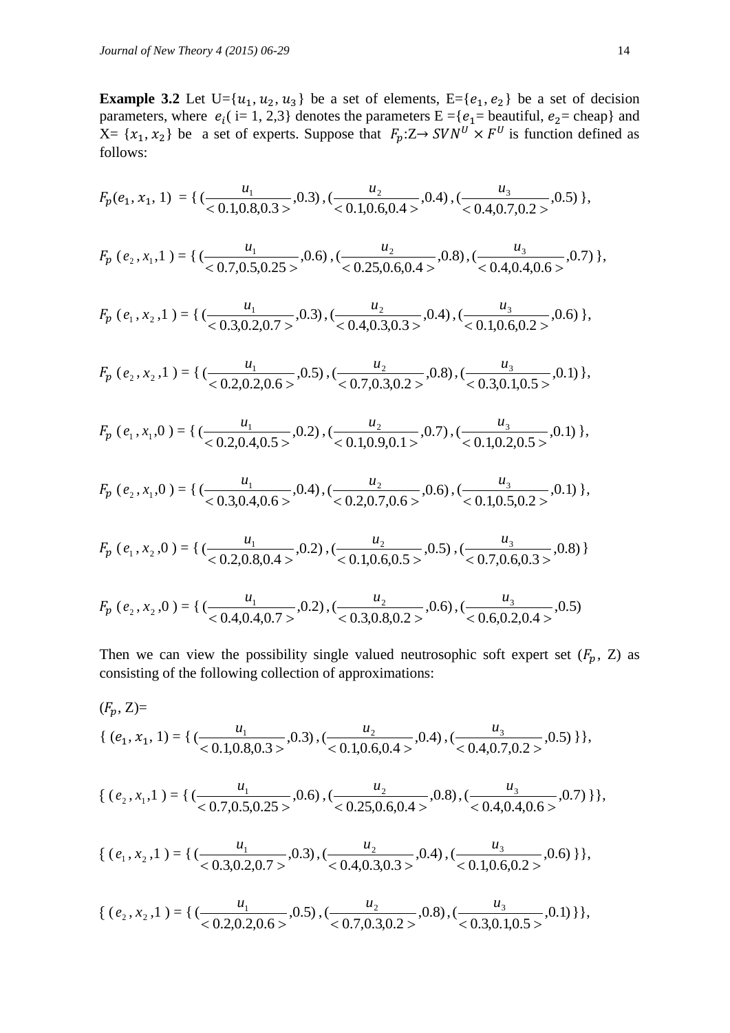**Example 3.2** Let U=$\{u_1, u_2, u_3\}$ be a set of elements, E=$\{e_1, e_2\}$ be a set of decision parameters, where $e_i$( i= 1, 2,3} denotes the parameters E =$\{e_1$= beautiful, $e_2$= cheap} and X= $\{x_1, x_2\}$ be a set of experts. Suppose that $F_p$:Z→ $SVN^U \times F^U$ is function defined as follows:

$$F_p(e_1, x_1, 1) = \{ (\frac{u_1}{<0.1,0.8,0.3>},0.3), (\frac{u_2}{<0.1,0.6,0.4>},0.4), (\frac{u_3}{<0.4,0.7,0.2>},0.5) \},$$

$$F_p(e_2, x_1, 1) = \{ (\frac{u_1}{<0.7,0.5,0.25>},0.6), (\frac{u_2}{<0.25,0.6,0.4>},0.8), (\frac{u_3}{<0.4,0.4,0.6>},0.7) \},$$

$$F_p(e_1, x_2, 1) = \{ (\frac{u_1}{<0.3,0.2,0.7>},0.3), (\frac{u_2}{<0.4,0.3,0.3>},0.4), (\frac{u_3}{<0.1,0.6,0.2>},0.6) \},$$

$$F_p(e_2, x_2, 1) = \{ (\frac{u_1}{<0.2,0.2,0.6>},0.5), (\frac{u_2}{<0.7,0.3,0.2>},0.8), (\frac{u_3}{<0.3,0.1,0.5>},0.1) \},$$

$$F_p(e_1, x_1, 0) = \{ (\frac{u_1}{<0.2,0.4,0.5>},0.2), (\frac{u_2}{<0.1,0.9,0.1>},0.7), (\frac{u_3}{<0.1,0.2,0.5>},0.1) \},$$

$$F_p(e_2, x_1, 0) = \{ (\frac{u_1}{<0.3,0.4,0.6>},0.4), (\frac{u_2}{<0.2,0.7,0.6>},0.6), (\frac{u_3}{<0.1,0.5,0.2>},0.1) \},$$

$$F_p(e_1, x_2, 0) = \{ (\frac{u_1}{<0.2,0.8,0.4>},0.2), (\frac{u_2}{<0.1,0.6,0.5>},0.5), (\frac{u_3}{<0.7,0.6,0.3>},0.8) \}$$

$$F_p(e_2, x_2, 0) = \{ (\frac{u_1}{<0.4,0.4,0.7>},0.2), (\frac{u_2}{<0.3,0.8,0.2>},0.6), (\frac{u_3}{<0.6,0.2,0.4>},0.5)$$

Then we can view the possibility single valued neutrosophic soft expert set ($F_p$, Z) as consisting of the following collection of approximations:

($F_p$, Z)=

$$\{ (e_1, x_1, 1) = \{ (\frac{u_1}{<0.1,0.8,0.3>},0.3), (\frac{u_2}{<0.1,0.6,0.4>},0.4), (\frac{u_3}{<0.4,0.7,0.2>},0.5) \}\},$$

$$\{ (e_2, x_1, 1) = \{ (\frac{u_1}{<0.7,0.5,0.25>},0.6), (\frac{u_2}{<0.25,0.6,0.4>},0.8), (\frac{u_3}{<0.4,0.4,0.6>},0.7) \}\},$$

$$\{ (e_1, x_2, 1) = \{ (\frac{u_1}{<0.3,0.2,0.7>},0.3), (\frac{u_2}{<0.4,0.3,0.3>},0.4), (\frac{u_3}{<0.1,0.6,0.2>},0.6) \}\},$$

$$\{ (e_2, x_2, 1) = \{ (\frac{u_1}{<0.2,0.2,0.6>},0.5), (\frac{u_2}{<0.7,0.3,0.2>},0.8), (\frac{u_3}{<0.3,0.1,0.5>},0.1) \}\},$$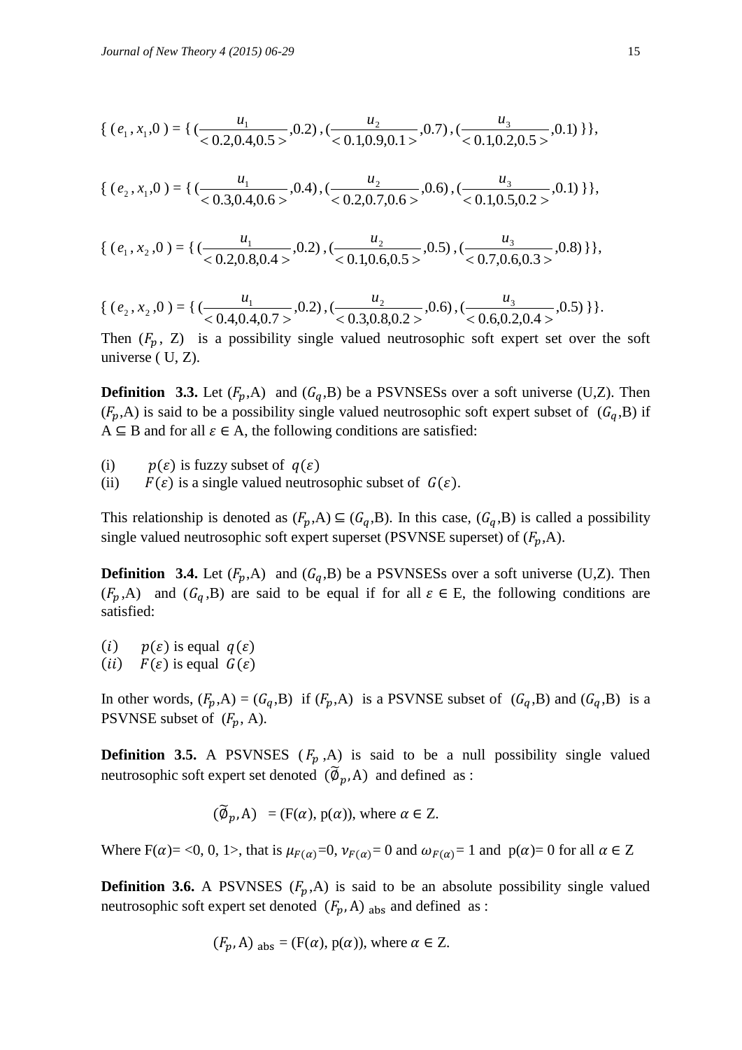$\{ (e_1, x_1, 0) = \{ (\frac{u_1}{<0.2, 0.4, 0.5>}, 0.2), (\frac{u_2}{<0.1, 0.9, 0.1>}, 0.7), (\frac{u_3}{<0.1, 0.2, 0.5>}, 0.1) \} \}$,

$\{ (e_2, x_1, 0) = \{ (\frac{u_1}{<0.3, 0.4, 0.6>}, 0.4), (\frac{u_2}{<0.2, 0.7, 0.6>}, 0.6), (\frac{u_3}{<0.1, 0.5, 0.2>}, 0.1) \} \}$,

$\{ (e_1, x_2, 0) = \{ (\frac{u_1}{<0.2, 0.8, 0.4>}, 0.2), (\frac{u_2}{<0.1, 0.6, 0.5>}, 0.5), (\frac{u_3}{<0.7, 0.6, 0.3>}, 0.8) \} \}$,

$\{ (e_2, x_2, 0) = \{ (\frac{u_1}{<0.4, 0.4, 0.7>}, 0.2), (\frac{u_2}{<0.3, 0.8, 0.2>}, 0.6), (\frac{u_3}{<0.6, 0.2, 0.4>}, 0.5) \} \}$.

Then $(F_p, Z)$ is a possibility single valued neutrosophic soft expert set over the soft universe ( U, Z).

**Definition 3.3.** Let $(F_p, A)$ and $(G_q, B)$ be a PSVNSESs over a soft universe (U,Z). Then $(F_p, A)$ is said to be a possibility single valued neutrosophic soft expert subset of $(G_q, B)$ if $A \subseteq B$ and for all $\varepsilon \in A$, the following conditions are satisfied:

(i) $p(\varepsilon)$ is fuzzy subset of $q(\varepsilon)$

(ii) $F(\varepsilon)$ is a single valued neutrosophic subset of $G(\varepsilon)$.

This relationship is denoted as $(F_p, A) \subseteq (G_q, B)$. In this case, $(G_q, B)$ is called a possibility single valued neutrosophic soft expert superset (PSVNSE superset) of $(F_p, A)$.

**Definition 3.4.** Let $(F_p, A)$ and $(G_q, B)$ be a PSVNSESs over a soft universe (U,Z). Then $(F_p, A)$ and $(G_q, B)$ are said to be equal if for all $\varepsilon \in E$, the following conditions are satisfied:

$(i)$ $p(\varepsilon)$ is equal $q(\varepsilon)$

$(ii)$ $F(\varepsilon)$ is equal $G(\varepsilon)$

In other words, $(F_p, A) = (G_q, B)$ if $(F_p, A)$ is a PSVNSE subset of $(G_q, B)$ and $(G_q, B)$ is a PSVNSE subset of $(F_p, A)$.

**Definition 3.5.** A PSVNSES $(F_p, A)$ is said to be a null possibility single valued neutrosophic soft expert set denoted $(\widetilde{\emptyset}_p, A)$ and defined as :

$$(\widetilde{\emptyset}_p, A) = (F(\alpha), p(\alpha)), \text{ where } \alpha \in Z.$$

Where $F(\alpha)$= <0, 0, 1>, that is $\mu_{F(\alpha)}$=0, $\nu_{F(\alpha)}$= 0 and $\omega_{F(\alpha)}$= 1 and $p(\alpha)$= 0 for all $\alpha \in Z$

**Definition 3.6.** A PSVNSES $(F_p, A)$ is said to be an absolute possibility single valued neutrosophic soft expert set denoted $(F_p, A)_{\text{abs}}$ and defined as :

$$(F_p, A)_{\text{abs}} = (F(\alpha), p(\alpha)), \text{ where } \alpha \in Z.$$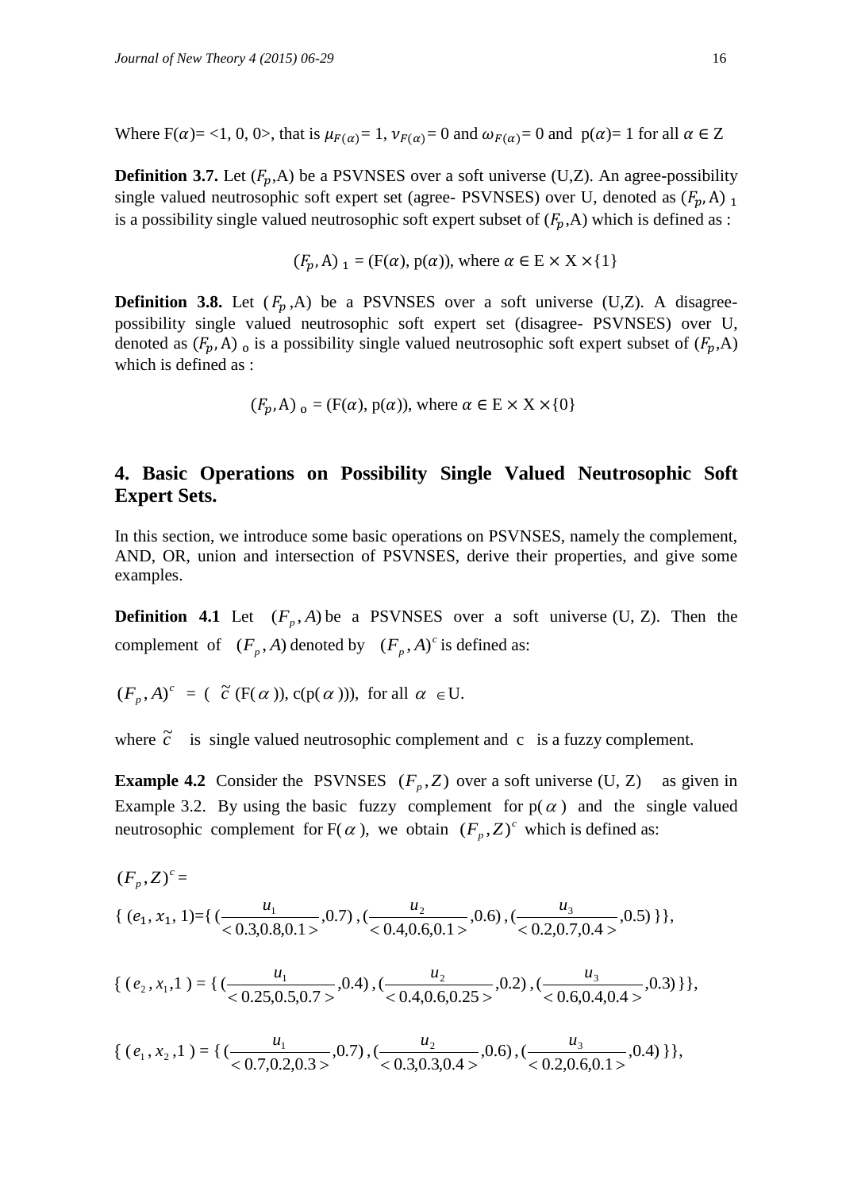Where F($\alpha$)= <1, 0, 0>, that is $\mu_{F(\alpha)}$= 1, $\nu_{F(\alpha)}$= 0 and $\omega_{F(\alpha)}$= 0 and p($\alpha$)= 1 for all $\alpha \in$ Z

**Definition 3.7.** Let ($F_p$,A) be a PSVNSES over a soft universe (U,Z). An agree-possibility single valued neutrosophic soft expert set (agree- PSVNSES) over U, denoted as $(F_p, \mathrm{A})_1$ is a possibility single valued neutrosophic soft expert subset of ($F_p$,A) which is defined as :

$$(F_p, \mathrm{A})_1 = (\mathrm{F}(\alpha), \mathrm{p}(\alpha)), \text{ where } \alpha \in \mathrm{E} \times \mathrm{X} \times \{1\}$$

**Definition 3.8.** Let ($F_p$,A) be a PSVNSES over a soft universe (U,Z). A disagree-possibility single valued neutrosophic soft expert set (disagree- PSVNSES) over U, denoted as $(F_p, \mathrm{A})_0$ is a possibility single valued neutrosophic soft expert subset of ($F_p$,A) which is defined as :

$$(F_p, \mathrm{A})_0 = (\mathrm{F}(\alpha), \mathrm{p}(\alpha)), \text{ where } \alpha \in \mathrm{E} \times \mathrm{X} \times \{0\}$$

## 4. Basic Operations on Possibility Single Valued Neutrosophic Soft Expert Sets.

In this section, we introduce some basic operations on PSVNSES, namely the complement, AND, OR, union and intersection of PSVNSES, derive their properties, and give some examples.

**Definition 4.1** Let $(F_p, A)$ be a PSVNSES over a soft universe (U, Z). Then the complement of $(F_p, A)$ denoted by $(F_p, A)^c$ is defined as:

$(F_p, A)^c$ = ( $\tilde{c}$ (F($\alpha$)), c(p($\alpha$))), for all $\alpha \in$ U.

where $\tilde{c}$ is single valued neutrosophic complement and c is a fuzzy complement.

**Example 4.2** Consider the PSVNSES $(F_p, Z)$ over a soft universe (U, Z) as given in Example 3.2. By using the basic fuzzy complement for p($\alpha$) and the single valued neutrosophic complement for F($\alpha$), we obtain $(F_p, Z)^c$ which is defined as:

$(F_p, Z)^c$ =

$\{ (e_1, x_1, 1)=\{ (\frac{u_1}{<0.3,0.8,0.1>},0.7), (\frac{u_2}{<0.4,0.6,0.1>},0.6), (\frac{u_3}{<0.2,0.7,0.4>},0.5) \}\}$,

$\{ (e_2, x_1, 1) = \{ (\frac{u_1}{<0.25,0.5,0.7>},0.4), (\frac{u_2}{<0.4,0.6,0.25>},0.2), (\frac{u_3}{<0.6,0.4,0.4>},0.3) \}\}$,

$\{ (e_1, x_2, 1) = \{ (\frac{u_1}{<0.7,0.2,0.3>},0.7), (\frac{u_2}{<0.3,0.3,0.4>},0.6), (\frac{u_3}{<0.2,0.6,0.1>},0.4) \}\}$,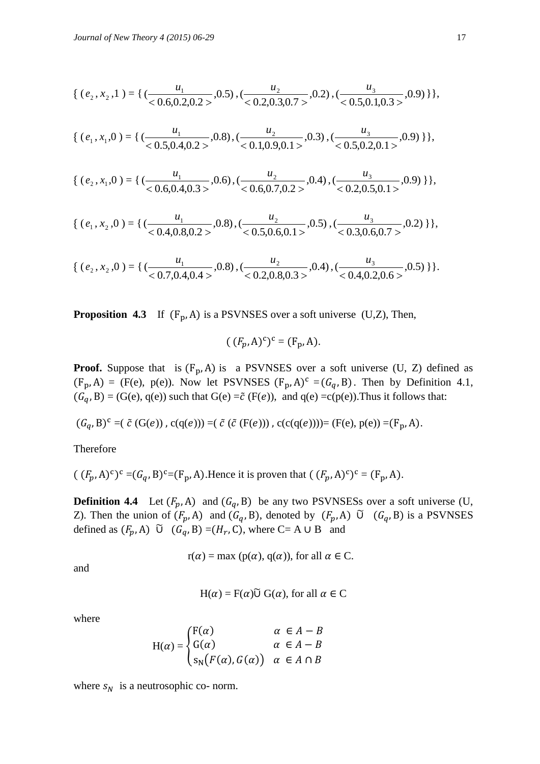$$\{ (e_2, x_2, 1) = \{ (\frac{u_1}{<0.6,0.2,0.2>}, 0.5), (\frac{u_2}{<0.2,0.3,0.7>}, 0.2), (\frac{u_3}{<0.5,0.1,0.3>}, 0.9) \}\},$$

$$\{ (e_1, x_1, 0) = \{ (\frac{u_1}{<0.5,0.4,0.2>}, 0.8), (\frac{u_2}{<0.1,0.9,0.1>}, 0.3), (\frac{u_3}{<0.5,0.2,0.1>}, 0.9) \}\},$$

$$\{ (e_2, x_1, 0) = \{ (\frac{u_1}{<0.6,0.4,0.3>}, 0.6), (\frac{u_2}{<0.6,0.7,0.2>}, 0.4), (\frac{u_3}{<0.2,0.5,0.1>}, 0.9) \}\},$$

$$\{ (e_1, x_2, 0) = \{ (\frac{u_1}{<0.4,0.8,0.2>}, 0.8), (\frac{u_2}{<0.5,0.6,0.1>}, 0.5), (\frac{u_3}{<0.3,0.6,0.7>}, 0.2) \}\},$$

$$\{ (e_2, x_2, 0) = \{ (\frac{u_1}{<0.7,0.4,0.4>}, 0.8), (\frac{u_2}{<0.2,0.8,0.3>}, 0.4), (\frac{u_3}{<0.4,0.2,0.6>}, 0.5) \}\}.$$

**Proposition 4.3** If $(F_p, A)$ is a PSVNSES over a soft universe (U,Z), Then,

$$((F_p, A)^c)^c = (F_p, A).$$

**Proof.** Suppose that is $(F_p, A)$ is a PSVNSES over a soft universe (U, Z) defined as $(F_p, A) = (F(e), p(e))$. Now let PSVNSES $(F_p, A)^c = (G_q, B)$. Then by Definition 4.1, $(G_q, B) = (G(e), q(e))$ such that $G(e) = \tilde{c}(F(e))$, and $q(e) = c(p(e))$. Thus it follows that:

$(G_q, B)^c = (\tilde{c}(G(e)), c(q(e))) = (\tilde{c}(\tilde{c}(F(e))), c(c(q(e)))) = (F(e), p(e)) = (F_p, A)$.

Therefore

$((F_p, A)^c)^c = (G_q, B)^c = (F_p, A)$. Hence it is proven that $((F_p, A)^c)^c = (F_p, A)$.

**Definition 4.4** Let $(F_p, A)$ and $(G_q, B)$ be any two PSVNSESs over a soft universe (U, Z). Then the union of $(F_p, A)$ and $(G_q, B)$, denoted by $(F_p, A) \,\tilde{\cup}\, (G_q, B)$ is a PSVNSES defined as $(F_p, A) \,\tilde{\cup}\, (G_q, B) = (H_r, C)$, where $C = A \cup B$ and

$$r(\alpha) = \max(p(\alpha), q(\alpha)), \text{ for all } \alpha \in C.$$

and

$$H(\alpha) = F(\alpha) \tilde{\cup} G(\alpha), \text{ for all } \alpha \in C$$

where

$$H(\alpha) = \begin{cases} F(\alpha) & \alpha \in A - B \\ G(\alpha) & \alpha \in A - B \\ s_N(F(\alpha), G(\alpha)) & \alpha \in A \cap B \end{cases}$$

where $s_N$ is a neutrosophic co- norm.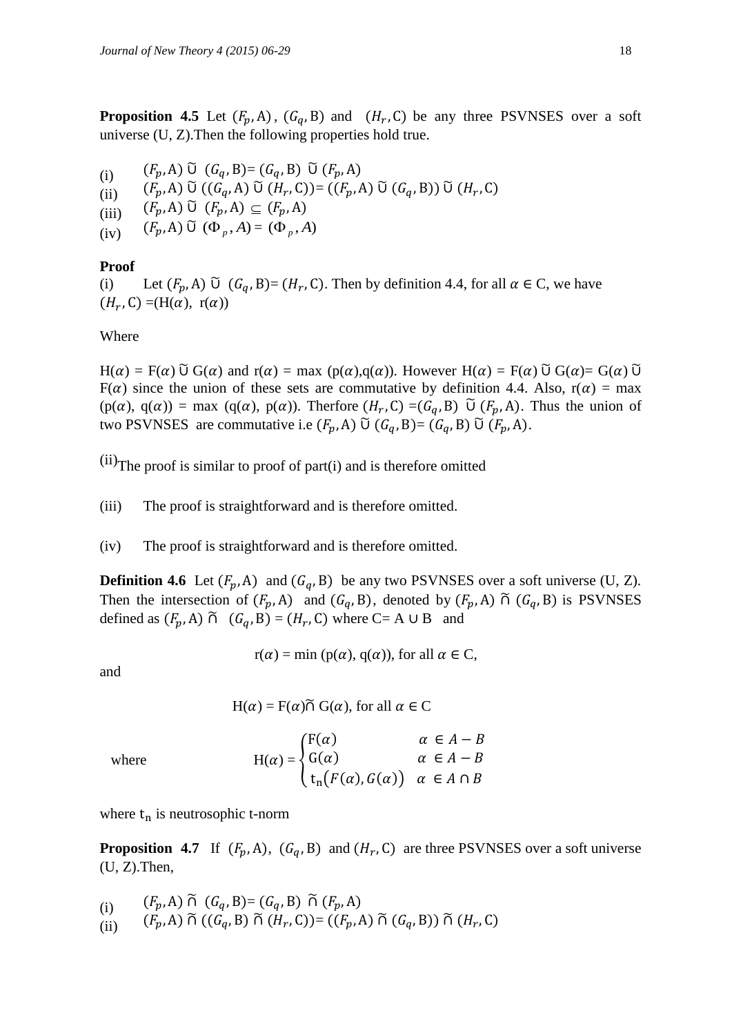**Proposition 4.5** Let $(F_p, \mathrm{A})$, $(G_q, \mathrm{B})$ and $(H_r, \mathrm{C})$ be any three PSVNSES over a soft universe (U, Z).Then the following properties hold true.

(i) $(F_p, \mathrm{A}) \,\tilde{\cup}\, (G_q, \mathrm{B}) = (G_q, \mathrm{B}) \,\tilde{\cup}\, (F_p, \mathrm{A})$

(ii) $(F_p, \mathrm{A}) \,\tilde{\cup}\, ((G_q, \mathrm{A}) \,\tilde{\cup}\, (H_r, \mathrm{C})) = ((F_p, \mathrm{A}) \,\tilde{\cup}\, (G_q, \mathrm{B})) \,\tilde{\cup}\, (H_r, \mathrm{C})$

(iii) $(F_p, \mathrm{A}) \,\tilde{\cup}\, (F_p, \mathrm{A}) \subseteq (F_p, \mathrm{A})$

(iv) $(F_p, \mathrm{A}) \,\tilde{\cup}\, (\Phi_p, A) = (\Phi_p, A)$

**Proof**

(i) Let $(F_p, \mathrm{A}) \,\tilde{\cup}\, (G_q, \mathrm{B}) = (H_r, \mathrm{C})$. Then by definition 4.4, for all $\alpha \in \mathrm{C}$, we have $(H_r, \mathrm{C}) = (\mathrm{H}(\alpha),\ \mathrm{r}(\alpha))$

Where

$\mathrm{H}(\alpha) = \mathrm{F}(\alpha) \,\tilde{\cup}\, \mathrm{G}(\alpha)$ and $\mathrm{r}(\alpha) = \max(\mathrm{p}(\alpha), \mathrm{q}(\alpha))$. However $\mathrm{H}(\alpha) = \mathrm{F}(\alpha) \,\tilde{\cup}\, \mathrm{G}(\alpha) = \mathrm{G}(\alpha) \,\tilde{\cup}\, \mathrm{F}(\alpha)$ since the union of these sets are commutative by definition 4.4. Also, $\mathrm{r}(\alpha) = \max(\mathrm{p}(\alpha), \mathrm{q}(\alpha)) = \max(\mathrm{q}(\alpha), \mathrm{p}(\alpha))$. Therfore $(H_r, \mathrm{C}) = (G_q, \mathrm{B}) \,\tilde{\cup}\, (F_p, \mathrm{A})$. Thus the union of two PSVNSES are commutative i.e $(F_p, \mathrm{A}) \,\tilde{\cup}\, (G_q, \mathrm{B}) = (G_q, \mathrm{B}) \,\tilde{\cup}\, (F_p, \mathrm{A})$.

(ii) The proof is similar to proof of part(i) and is therefore omitted

(iii) The proof is straightforward and is therefore omitted.

(iv) The proof is straightforward and is therefore omitted.

**Definition 4.6** Let $(F_p, \mathrm{A})$ and $(G_q, \mathrm{B})$ be any two PSVNSES over a soft universe (U, Z). Then the intersection of $(F_p, \mathrm{A})$ and $(G_q, \mathrm{B})$, denoted by $(F_p, \mathrm{A}) \,\tilde{\cap}\, (G_q, \mathrm{B})$ is PSVNSES defined as $(F_p, \mathrm{A}) \,\tilde{\cap}\, (G_q, \mathrm{B}) = (H_r, \mathrm{C})$ where $\mathrm{C} = \mathrm{A} \cup \mathrm{B}$ and

$$\mathrm{r}(\alpha) = \min(\mathrm{p}(\alpha), \mathrm{q}(\alpha)), \text{ for all } \alpha \in \mathrm{C},$$

and

$$\mathrm{H}(\alpha) = \mathrm{F}(\alpha) \,\tilde{\cap}\, \mathrm{G}(\alpha), \text{ for all } \alpha \in \mathrm{C}$$

where

$$\mathrm{H}(\alpha) = \begin{cases} \mathrm{F}(\alpha) & \alpha \in A - B \\ \mathrm{G}(\alpha) & \alpha \in A - B \\ \mathrm{t_n}\big(F(\alpha), G(\alpha)\big) & \alpha \in A \cap B \end{cases}$$

where $\mathrm{t_n}$ is neutrosophic t-norm

**Proposition 4.7** If $(F_p, \mathrm{A})$, $(G_q, \mathrm{B})$ and $(H_r, \mathrm{C})$ are three PSVNSES over a soft universe (U, Z).Then,

(i) $(F_p, \mathrm{A}) \,\tilde{\cap}\, (G_q, \mathrm{B}) = (G_q, \mathrm{B}) \,\tilde{\cap}\, (F_p, \mathrm{A})$

(ii) $(F_p, \mathrm{A}) \,\tilde{\cap}\, ((G_q, \mathrm{B}) \,\tilde{\cap}\, (H_r, \mathrm{C})) = ((F_p, \mathrm{A}) \,\tilde{\cap}\, (G_q, \mathrm{B})) \,\tilde{\cap}\, (H_r, \mathrm{C})$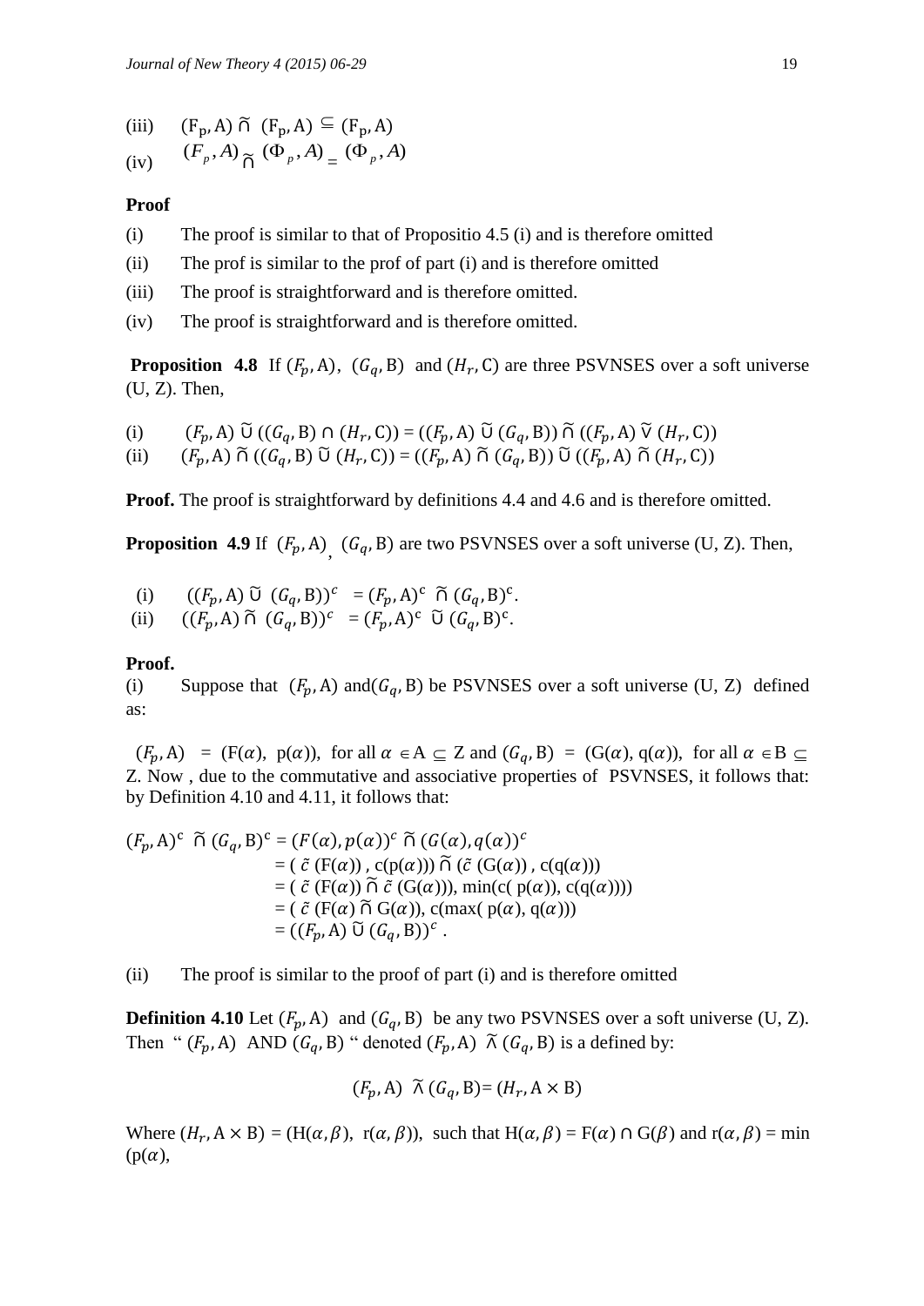(iii) $(F_p, A) \tilde{\cap} (F_p, A) \subseteq (F_p, A)$

(iv) $(F_p, A) \tilde{\cap} (\Phi_p, A) = (\Phi_p, A)$

**Proof**

(i) The proof is similar to that of Propositio 4.5 (i) and is therefore omitted

(ii) The prof is similar to the prof of part (i) and is therefore omitted

(iii) The proof is straightforward and is therefore omitted.

(iv) The proof is straightforward and is therefore omitted.

**Proposition 4.8** If $(F_p, A)$, $(G_q, B)$ and $(H_r, C)$ are three PSVNSES over a soft universe (U, Z). Then,

(i) $(F_p, A) \tilde{\cup} ((G_q, B) \cap (H_r, C)) = ((F_p, A) \tilde{\cup} (G_q, B)) \tilde{\cap} ((F_p, A) \tilde{\vee} (H_r, C))$

(ii) $(F_p, A) \tilde{\cap} ((G_q, B) \tilde{\cup} (H_r, C)) = ((F_p, A) \tilde{\cap} (G_q, B)) \tilde{\cup} ((F_p, A) \tilde{\cap} (H_r, C))$

**Proof.** The proof is straightforward by definitions 4.4 and 4.6 and is therefore omitted.

**Proposition 4.9** If $(F_p, A)$, $(G_q, B)$ are two PSVNSES over a soft universe (U, Z). Then,

(i) $((F_p, A) \tilde{\cup} (G_q, B))^c = (F_p, A)^c \tilde{\cap} (G_q, B)^c$.

(ii) $((F_p, A) \tilde{\cap} (G_q, B))^c = (F_p, A)^c \tilde{\cup} (G_q, B)^c$.

**Proof.**

(i) Suppose that $(F_p, A)$ and $(G_q, B)$ be PSVNSES over a soft universe (U, Z) defined as:

$(F_p, A) = (F(\alpha), p(\alpha))$, for all $\alpha \in A \subseteq Z$ and $(G_q, B) = (G(\alpha), q(\alpha))$, for all $\alpha \in B \subseteq Z$. Now , due to the commutative and associative properties of PSVNSES, it follows that: by Definition 4.10 and 4.11, it follows that:

$$
\begin{aligned}
(F_p, A)^c \tilde{\cap} (G_q, B)^c &= (F(\alpha), p(\alpha))^c \tilde{\cap} (G(\alpha), q(\alpha))^c \\
&= (\tilde{c}\,(F(\alpha)), c(p(\alpha))) \tilde{\cap} (\tilde{c}\,(G(\alpha)), c(q(\alpha))) \\
&= (\tilde{c}\,(F(\alpha)) \tilde{\cap} \tilde{c}\,(G(\alpha))), \min(c(p(\alpha)), c(q(\alpha)))) \\
&= (\tilde{c}\,(F(\alpha) \tilde{\cap} G(\alpha)), c(\max(p(\alpha), q(\alpha))) \\
&= ((F_p, A) \tilde{\cup} (G_q, B))^c .
\end{aligned}
$$

(ii) The proof is similar to the proof of part (i) and is therefore omitted

**Definition 4.10** Let $(F_p, A)$ and $(G_q, B)$ be any two PSVNSES over a soft universe (U, Z). Then " $(F_p, A)$ AND $(G_q, B)$ " denoted $(F_p, A) \tilde{\wedge} (G_q, B)$ is a defined by:

$$(F_p, A) \tilde{\wedge} (G_q, B) = (H_r, A \times B)$$

Where $(H_r, A \times B) = (H(\alpha, \beta), r(\alpha, \beta))$, such that $H(\alpha, \beta) = F(\alpha) \cap G(\beta)$ and $r(\alpha, \beta) = \min(p(\alpha),$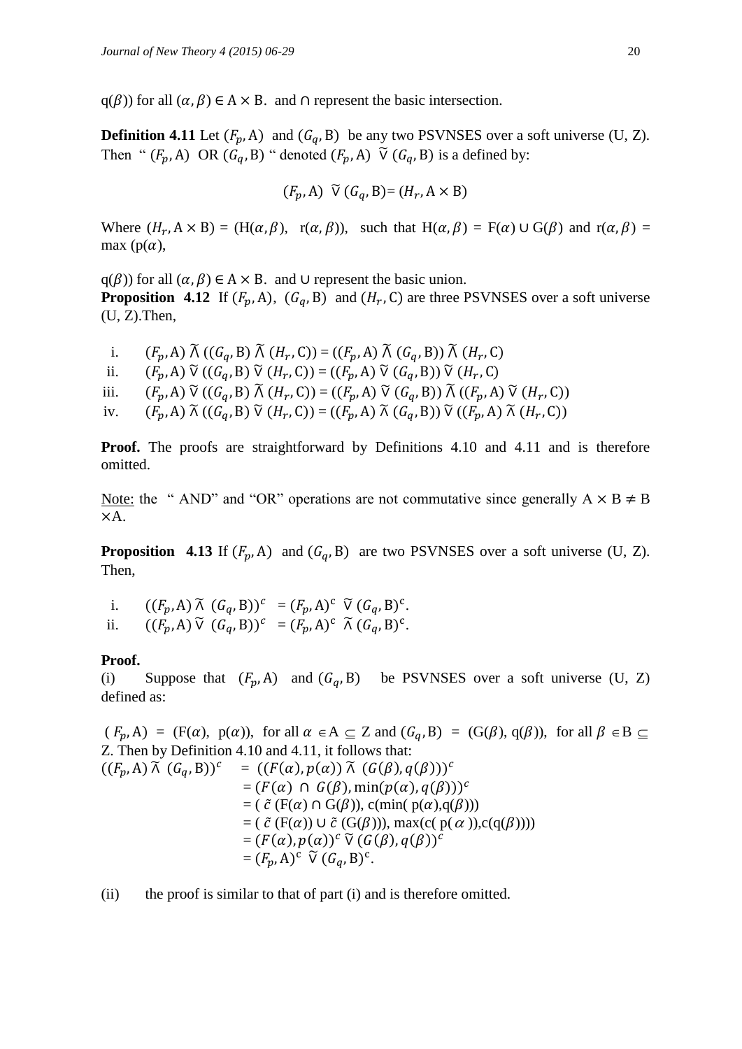$q(\beta)$) for all $(\alpha, \beta) \in A \times B$. and $\cap$ represent the basic intersection.

**Definition 4.11** Let $(F_p, A)$ and $(G_q, B)$ be any two PSVNSES over a soft universe (U, Z). Then " $(F_p, A)$ OR $(G_q, B)$ " denoted $(F_p, A)\ \tilde{\vee}\ (G_q, B)$ is a defined by:

$$(F_p, A)\ \tilde{\vee}\ (G_q, B) = (H_r, A \times B)$$

Where $(H_r, A \times B) = (H(\alpha, \beta),\ r(\alpha, \beta))$, such that $H(\alpha, \beta) = F(\alpha) \cup G(\beta)$ and $r(\alpha, \beta) = \max(p(\alpha),$

$q(\beta))$ for all $(\alpha, \beta) \in A \times B$. and $\cup$ represent the basic union.

**Proposition 4.12** If $(F_p, A)$, $(G_q, B)$ and $(H_r, C)$ are three PSVNSES over a soft universe (U, Z).Then,

i. $(F_p, A)\ \tilde{\wedge}\ ((G_q, B)\ \tilde{\wedge}\ (H_r, C)) = ((F_p, A)\ \tilde{\wedge}\ (G_q, B))\ \tilde{\wedge}\ (H_r, C)$
ii. $(F_p, A)\ \tilde{\vee}\ ((G_q, B)\ \tilde{\vee}\ (H_r, C)) = ((F_p, A)\ \tilde{\vee}\ (G_q, B))\ \tilde{\vee}\ (H_r, C)$
iii. $(F_p, A)\ \tilde{\vee}\ ((G_q, B)\ \tilde{\wedge}\ (H_r, C)) = ((F_p, A)\ \tilde{\vee}\ (G_q, B))\ \tilde{\wedge}\ ((F_p, A)\ \tilde{\vee}\ (H_r, C))$
iv. $(F_p, A)\ \tilde{\wedge}\ ((G_q, B)\ \tilde{\vee}\ (H_r, C)) = ((F_p, A)\ \tilde{\wedge}\ (G_q, B))\ \tilde{\vee}\ ((F_p, A)\ \tilde{\wedge}\ (H_r, C))$

**Proof.** The proofs are straightforward by Definitions 4.10 and 4.11 and is therefore omitted.

Note: the " AND" and "OR" operations are not commutative since generally $A \times B \neq B \times A$.

**Proposition 4.13** If $(F_p, A)$ and $(G_q, B)$ are two PSVNSES over a soft universe (U, Z). Then,

i. $((F_p, A)\ \tilde{\wedge}\ (G_q, B))^c = (F_p, A)^c\ \tilde{\vee}\ (G_q, B)^c$.
ii. $((F_p, A)\ \tilde{\vee}\ (G_q, B))^c = (F_p, A)^c\ \tilde{\wedge}\ (G_q, B)^c$.

**Proof.**

(i) Suppose that $(F_p, A)$ and $(G_q, B)$ be PSVNSES over a soft universe (U, Z) defined as:

$(F_p, A) = (F(\alpha),\ p(\alpha))$, for all $\alpha \in A \subseteq Z$ and $(G_q, B) = (G(\beta),\ q(\beta))$, for all $\beta \in B \subseteq Z$. Then by Definition 4.10 and 4.11, it follows that:

$$
\begin{aligned}
((F_p, A)\ \tilde{\wedge}\ (G_q, B))^c &= ((F(\alpha), p(\alpha))\ \tilde{\wedge}\ (G(\beta), q(\beta)))^c \\
&= (F(\alpha)\ \cap\ G(\beta), \min(p(\alpha), q(\beta)))^c \\
&= (\tilde{c}\ (F(\alpha) \cap G(\beta)),\ c(\min(p(\alpha), q(\beta))) \\
&= (\tilde{c}\ (F(\alpha)) \cup \tilde{c}\ (G(\beta))),\ \max(c(p(\alpha)), c(q(\beta)))) \\
&= (F(\alpha), p(\alpha))^c\ \tilde{\vee}\ (G(\beta), q(\beta))^c \\
&= (F_p, A)^c\ \tilde{\vee}\ (G_q, B)^c.
\end{aligned}
$$

(ii) the proof is similar to that of part (i) and is therefore omitted.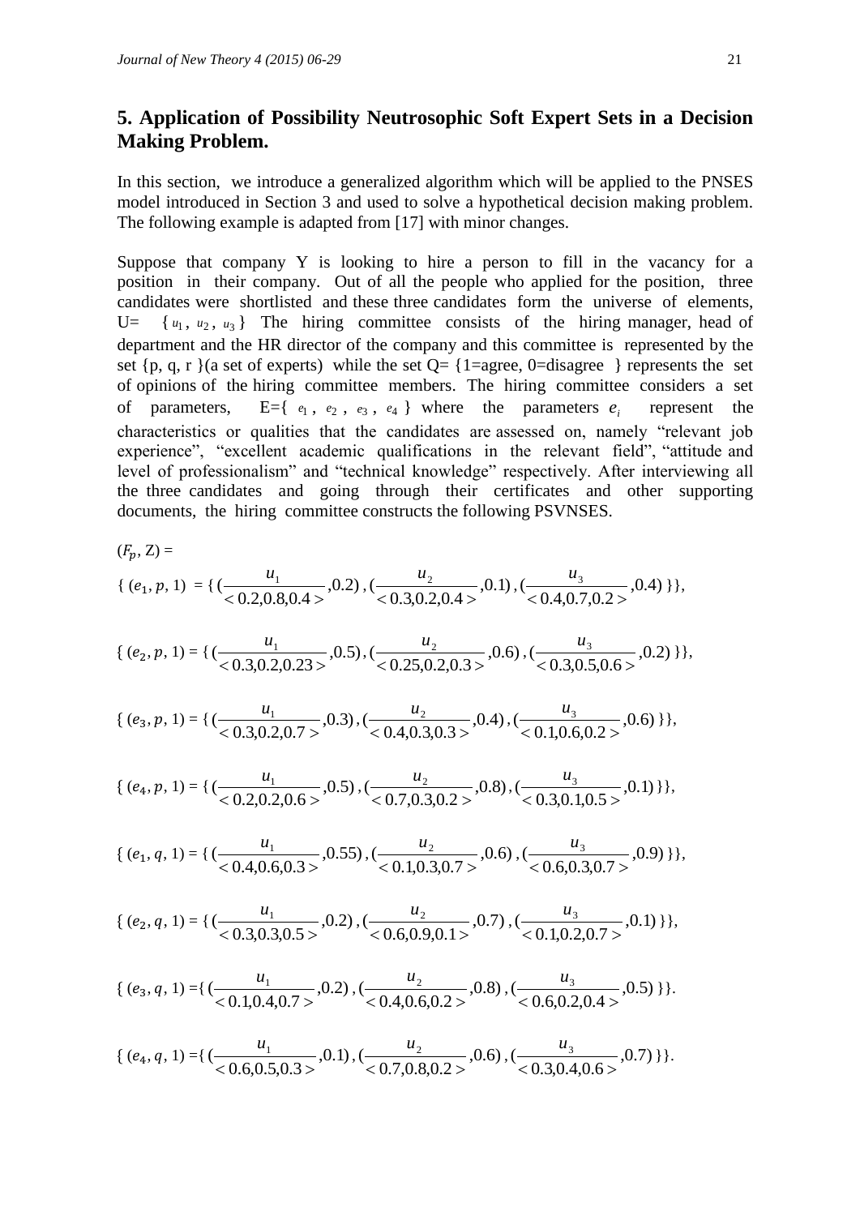## 5. Application of Possibility Neutrosophic Soft Expert Sets in a Decision Making Problem.

In this section, we introduce a generalized algorithm which will be applied to the PNSES model introduced in Section 3 and used to solve a hypothetical decision making problem. The following example is adapted from [17] with minor changes.

Suppose that company Y is looking to hire a person to fill in the vacancy for a position in their company. Out of all the people who applied for the position, three candidates were shortlisted and these three candidates form the universe of elements, U= $\{u_1, u_2, u_3\}$ The hiring committee consists of the hiring manager, head of department and the HR director of the company and this committee is represented by the set {p, q, r }(a set of experts) while the set Q= {1=agree, 0=disagree } represents the set of opinions of the hiring committee members. The hiring committee considers a set of parameters, E={ $e_1$, $e_2$, $e_3$, $e_4$ } where the parameters $e_i$ represent the characteristics or qualities that the candidates are assessed on, namely "relevant job experience", "excellent academic qualifications in the relevant field", "attitude and level of professionalism" and "technical knowledge" respectively. After interviewing all the three candidates and going through their certificates and other supporting documents, the hiring committee constructs the following PSVNSES.

$(F_p, Z) =$

$$\{ (e_1, p, 1) = \{ (\frac{u_1}{<0.2,0.8,0.4>},0.2), (\frac{u_2}{<0.3,0.2,0.4>},0.1), (\frac{u_3}{<0.4,0.7,0.2>},0.4) \}\},$$

$$\{ (e_2, p, 1) = \{ (\frac{u_1}{<0.3,0.2,0.23>},0.5), (\frac{u_2}{<0.25,0.2,0.3>},0.6), (\frac{u_3}{<0.3,0.5,0.6>},0.2) \}\},$$

$$\{ (e_3, p, 1) = \{ (\frac{u_1}{<0.3,0.2,0.7>},0.3), (\frac{u_2}{<0.4,0.3,0.3>},0.4), (\frac{u_3}{<0.1,0.6,0.2>},0.6) \}\},$$

$$\{ (e_4, p, 1) = \{ (\frac{u_1}{<0.2,0.2,0.6>},0.5), (\frac{u_2}{<0.7,0.3,0.2>},0.8), (\frac{u_3}{<0.3,0.1,0.5>},0.1) \}\},$$

$$\{ (e_1, q, 1) = \{ (\frac{u_1}{<0.4,0.6,0.3>},0.55), (\frac{u_2}{<0.1,0.3,0.7>},0.6), (\frac{u_3}{<0.6,0.3,0.7>},0.9) \}\},$$

$$\{ (e_2, q, 1) = \{ (\frac{u_1}{<0.3,0.3,0.5>},0.2), (\frac{u_2}{<0.6,0.9,0.1>},0.7), (\frac{u_3}{<0.1,0.2,0.7>},0.1) \}\},$$

$$\{ (e_3, q, 1) = \{ (\frac{u_1}{<0.1,0.4,0.7>},0.2), (\frac{u_2}{<0.4,0.6,0.2>},0.8), (\frac{u_3}{<0.6,0.2,0.4>},0.5) \}\}.$$

$$\{ (e_4, q, 1) = \{ (\frac{u_1}{<0.6,0.5,0.3>},0.1), (\frac{u_2}{<0.7,0.8,0.2>},0.6), (\frac{u_3}{<0.3,0.4,0.6>},0.7) \}\}.$$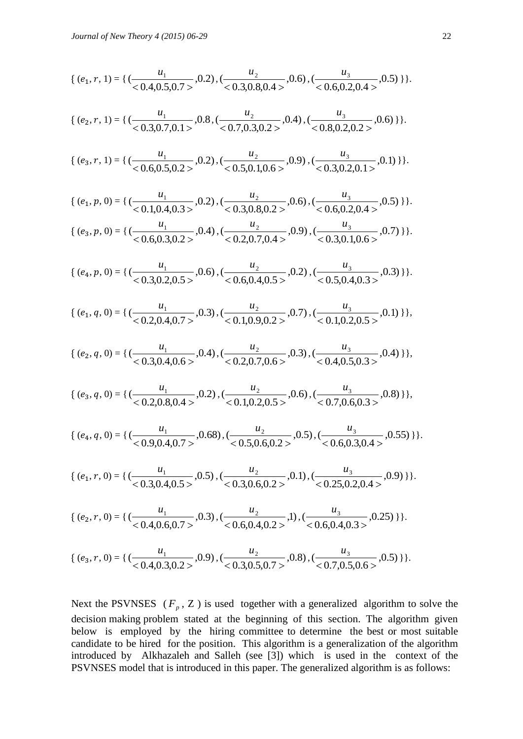$$\{ (e_1, r, 1) = \{ (\frac{u_1}{<0.4,0.5,0.7>}, 0.2), (\frac{u_2}{<0.3,0.8,0.4>}, 0.6), (\frac{u_3}{<0.6,0.2,0.4>}, 0.5) \}\}.$$

$$\{ (e_2, r, 1) = \{ (\frac{u_1}{<0.3,0.7,0.1>}, 0.8, (\frac{u_2}{<0.7,0.3,0.2>}, 0.4), (\frac{u_3}{<0.8,0.2,0.2>}, 0.6) \}\}.$$

$$\{ (e_3, r, 1) = \{ (\frac{u_1}{<0.6,0.5,0.2>}, 0.2), (\frac{u_2}{<0.5,0.1,0.6>}, 0.9), (\frac{u_3}{<0.3,0.2,0.1>}, 0.1) \}\}.$$

$$\{ (e_1, p, 0) = \{ (\frac{u_1}{<0.1,0.4,0.3>}, 0.2), (\frac{u_2}{<0.3,0.8,0.2>}, 0.6), (\frac{u_3}{<0.6,0.2,0.4>}, 0.5) \}\}.$$

$$\{ (e_3, p, 0) = \{ (\frac{u_1}{<0.6,0.3,0.2>}, 0.4), (\frac{u_2}{<0.2,0.7,0.4>}, 0.9), (\frac{u_3}{<0.3,0.1,0.6>}, 0.7) \}\}.$$

$$\{ (e_4, p, 0) = \{ (\frac{u_1}{<0.3,0.2,0.5>}, 0.6), (\frac{u_2}{<0.6,0.4,0.5>}, 0.2), (\frac{u_3}{<0.5,0.4,0.3>}, 0.3) \}\}.$$

$$\{ (e_1, q, 0) = \{ (\frac{u_1}{<0.2,0.4,0.7>}, 0.3), (\frac{u_2}{<0.1,0.9,0.2>}, 0.7), (\frac{u_3}{<0.1,0.2,0.5>}, 0.1) \}\},$$

$$\{ (e_2, q, 0) = \{ (\frac{u_1}{<0.3,0.4,0.6>}, 0.4), (\frac{u_2}{<0.2,0.7,0.6>}, 0.3), (\frac{u_3}{<0.4,0.5,0.3>}, 0.4) \}\},$$

$$\{ (e_3, q, 0) = \{ (\frac{u_1}{<0.2,0.8,0.4>}, 0.2), (\frac{u_2}{<0.1,0.2,0.5>}, 0.6), (\frac{u_3}{<0.7,0.6,0.3>}, 0.8) \}\},$$

$$\{ (e_4, q, 0) = \{ (\frac{u_1}{<0.9,0.4,0.7>}, 0.68), (\frac{u_2}{<0.5,0.6,0.2>}, 0.5), (\frac{u_3}{<0.6,0.3,0.4>}, 0.55) \}\}.$$

$$\{ (e_1, r, 0) = \{ (\frac{u_1}{<0.3,0.4,0.5>}, 0.5), (\frac{u_2}{<0.3,0.6,0.2>}, 0.1), (\frac{u_3}{<0.25,0.2,0.4>}, 0.9) \}\}.$$

$$\{ (e_2, r, 0) = \{ (\frac{u_1}{<0.4,0.6,0.7>}, 0.3), (\frac{u_2}{<0.6,0.4,0.2>}, 1), (\frac{u_3}{<0.6,0.4,0.3>}, 0.25) \}\}.$$

$$\{ (e_3, r, 0) = \{ (\frac{u_1}{<0.4,0.3,0.2>}, 0.9), (\frac{u_2}{<0.3,0.5,0.7>}, 0.8), (\frac{u_3}{<0.7,0.5,0.6>}, 0.5) \}\}.$$

Next the PSVNSES $(F_p, Z)$ is used together with a generalized algorithm to solve the decision making problem stated at the beginning of this section. The algorithm given below is employed by the hiring committee to determine the best or most suitable candidate to be hired for the position. This algorithm is a generalization of the algorithm introduced by Alkhazaleh and Salleh (see [3]) which is used in the context of the PSVNSES model that is introduced in this paper. The generalized algorithm is as follows: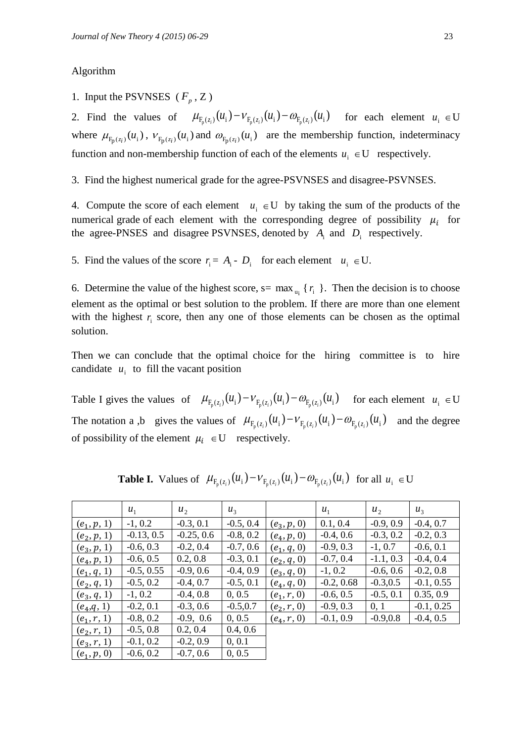Algorithm

1. Input the PSVNSES $(F_p, Z)$

2. Find the values of $\mu_{F_p(z_i)}(u_i) - \nu_{F_p(z_i)}(u_i) - \omega_{F_p(z_i)}(u_i)$ for each element $u_i \in U$ where $\mu_{F_p(z_i)}(u_i)$, $\nu_{F_p(z_i)}(u_i)$ and $\omega_{F_p(z_i)}(u_i)$ are the membership function, indeterminacy function and non-membership function of each of the elements $u_i \in U$ respectively.

3. Find the highest numerical grade for the agree-PSVNSES and disagree-PSVNSES.

4. Compute the score of each element $u_i \in U$ by taking the sum of the products of the numerical grade of each element with the corresponding degree of possibility $\mu_i$ for the agree-PNSES and disagree PSVNSES, denoted by $A_i$ and $D_i$ respectively.

5. Find the values of the score $r_i = A_i - D_i$ for each element $u_i \in U$.

6. Determine the value of the highest score, $s = \max_{u_i} \{r_i\}$. Then the decision is to choose element as the optimal or best solution to the problem. If there are more than one element with the highest $r_i$ score, then any one of those elements can be chosen as the optimal solution.

Then we can conclude that the optimal choice for the hiring committee is to hire candidate $u_i$ to fill the vacant position

Table I gives the values of $\mu_{F_p(z_i)}(u_i) - \nu_{F_p(z_i)}(u_i) - \omega_{F_p(z_i)}(u_i)$ for each element $u_i \in U$

The notation a ,b gives the values of $\mu_{F_p(z_i)}(u_i) - \nu_{F_p(z_i)}(u_i) - \omega_{F_p(z_i)}(u_i)$ and the degree of possibility of the element $\mu_i \in U$ respectively.

**Table I.** Values of $\mu_{F_p(z_i)}(u_i) - \nu_{F_p(z_i)}(u_i) - \omega_{F_p(z_i)}(u_i)$ for all $u_i \in U$

| | $u_1$ | $u_2$ | $u_3$ | | $u_1$ | $u_2$ | $u_3$ |
|---|---|---|---|---|---|---|---|
| $(e_1, p, 1)$ | -1, 0.2 | -0.3, 0.1 | -0.5, 0.4 | $(e_3, p, 0)$ | 0.1, 0.4 | -0.9, 0.9 | -0.4, 0.7 |
| $(e_2, p, 1)$ | -0.13, 0.5 | -0.25, 0.6 | -0.8, 0.2 | $(e_4, p, 0)$ | -0.4, 0.6 | -0.3, 0.2 | -0.2, 0.3 |
| $(e_3, p, 1)$ | -0.6, 0.3 | -0.2, 0.4 | -0.7, 0.6 | $(e_1, q, 0)$ | -0.9, 0.3 | -1, 0.7 | -0.6, 0.1 |
| $(e_4, p, 1)$ | -0.6, 0.5 | 0.2, 0.8 | -0.3, 0.1 | $(e_2, q, 0)$ | -0.7, 0.4 | -1.1, 0.3 | -0.4, 0.4 |
| $(e_1, q, 1)$ | -0.5, 0.55 | -0.9, 0.6 | -0.4, 0.9 | $(e_3, q, 0)$ | -1, 0.2 | -0.6, 0.6 | -0.2, 0.8 |
| $(e_2, q, 1)$ | -0.5, 0.2 | -0.4, 0.7 | -0.5, 0.1 | $(e_4, q, 0)$ | -0.2, 0.68 | -0.3,0.5 | -0.1, 0.55 |
| $(e_3, q, 1)$ | -1, 0.2 | -0.4, 0.8 | 0, 0.5 | $(e_1, r, 0)$ | -0.6, 0.5 | -0.5, 0.1 | 0.35, 0.9 |
| $(e_4, q, 1)$ | -0.2, 0.1 | -0.3, 0.6 | -0.5,0.7 | $(e_2, r, 0)$ | -0.9, 0.3 | 0, 1 | -0.1, 0.25 |
| $(e_1, r, 1)$ | -0.8, 0.2 | -0.9, 0.6 | 0, 0.5 | $(e_4, r, 0)$ | -0.1, 0.9 | -0.9,0.8 | -0.4, 0.5 |
| $(e_2, r, 1)$ | -0.5, 0.8 | 0.2, 0.4 | 0.4, 0.6 | | | | |
| $(e_3, r, 1)$ | -0.1, 0.2 | -0.2, 0.9 | 0, 0.1 | | | | |
| $(e_1, p, 0)$ | -0.6, 0.2 | -0.7, 0.6 | 0, 0.5 | | | | |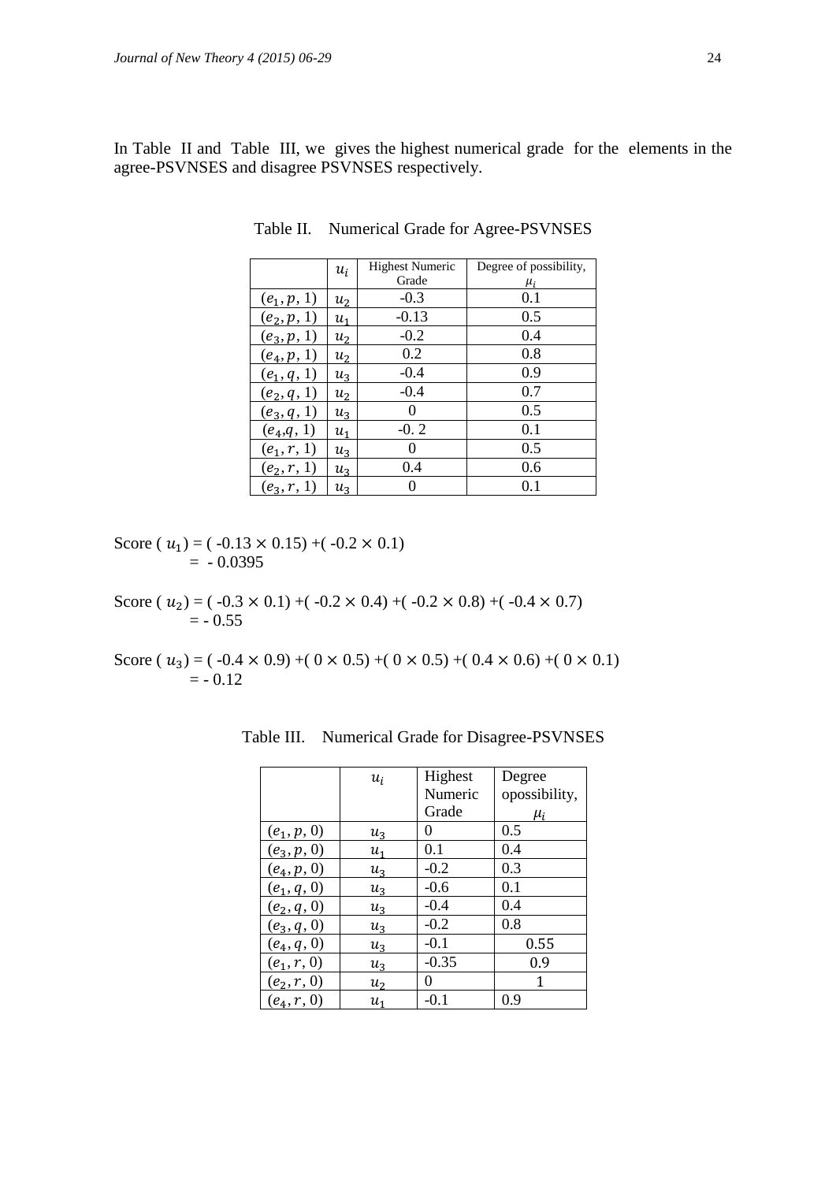In Table II and Table III, we gives the highest numerical grade for the elements in the agree-PSVNSES and disagree PSVNSES respectively.

Table II. Numerical Grade for Agree-PSVNSES

| | $u_i$ | Highest Numeric Grade | Degree of possibility, $\mu_i$ |
|---|---|---|---|
| $(e_1, p, 1)$ | $u_2$ | -0.3 | 0.1 |
| $(e_2, p, 1)$ | $u_1$ | -0.13 | 0.5 |
| $(e_3, p, 1)$ | $u_2$ | -0.2 | 0.4 |
| $(e_4, p, 1)$ | $u_2$ | 0.2 | 0.8 |
| $(e_1, q, 1)$ | $u_3$ | -0.4 | 0.9 |
| $(e_2, q, 1)$ | $u_2$ | -0.4 | 0.7 |
| $(e_3, q, 1)$ | $u_3$ | 0 | 0.5 |
| $(e_4, q, 1)$ | $u_1$ | -0. 2 | 0.1 |
| $(e_1, r, 1)$ | $u_3$ | 0 | 0.5 |
| $(e_2, r, 1)$ | $u_3$ | 0.4 | 0.6 |
| $(e_3, r, 1)$ | $u_3$ | 0 | 0.1 |

Score ( $u_1$) = ( -0.13 × 0.15) +( -0.2 × 0.1)
= - 0.0395

Score ( $u_2$) = ( -0.3 × 0.1) +( -0.2 × 0.4) +( -0.2 × 0.8) +( -0.4 × 0.7)
= - 0.55

Score ( $u_3$) = ( -0.4 × 0.9) +( 0 × 0.5) +( 0 × 0.5) +( 0.4 × 0.6) +( 0 × 0.1)
= - 0.12

Table III. Numerical Grade for Disagree-PSVNSES

| | $u_i$ | Highest Numeric Grade | Degree opossibility, $\mu_i$ |
|---|---|---|---|
| $(e_1, p, 0)$ | $u_3$ | 0 | 0.5 |
| $(e_3, p, 0)$ | $u_1$ | 0.1 | 0.4 |
| $(e_4, p, 0)$ | $u_3$ | -0.2 | 0.3 |
| $(e_1, q, 0)$ | $u_3$ | -0.6 | 0.1 |
| $(e_2, q, 0)$ | $u_3$ | -0.4 | 0.4 |
| $(e_3, q, 0)$ | $u_3$ | -0.2 | 0.8 |
| $(e_4, q, 0)$ | $u_3$ | -0.1 | 0.55 |
| $(e_1, r, 0)$ | $u_3$ | -0.35 | 0.9 |
| $(e_2, r, 0)$ | $u_2$ | 0 | 1 |
| $(e_4, r, 0)$ | $u_1$ | -0.1 | 0.9 |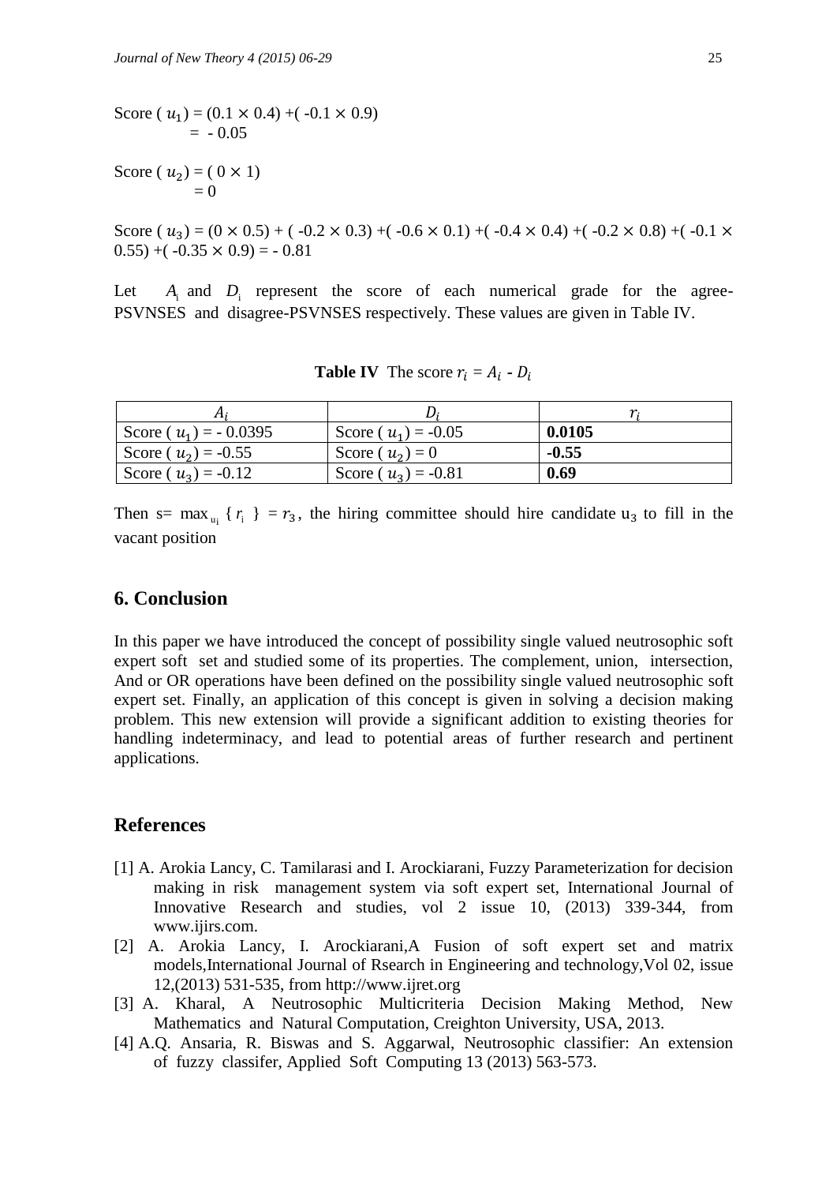Score ( $u_1$) = (0.1 × 0.4) +( -0.1 × 0.9)
= - 0.05

Score ( $u_2$) = ( 0 × 1)
= 0

Score ( $u_3$) = (0 × 0.5) + ( -0.2 × 0.3) +( -0.6 × 0.1) +( -0.4 × 0.4) +( -0.2 × 0.8) +( -0.1 × 0.55) +( -0.35 × 0.9) = - 0.81

Let $A_i$ and $D_i$ represent the score of each numerical grade for the agree-PSVNSES and disagree-PSVNSES respectively. These values are given in Table IV.

**Table IV** The score $r_i = A_i$ - $D_i$

| $A_i$ | $D_i$ | $r_i$ |
|---|---|---|
| Score ( $u_1$) = - 0.0395 | Score ( $u_1$) = -0.05 | **0.0105** |
| Score ( $u_2$) = -0.55 | Score ( $u_2$) = 0 | **-0.55** |
| Score ( $u_3$) = -0.12 | Score ( $u_3$) = -0.81 | **0.69** |

Then s= $\max_{u_i} \{ r_i \} = r_3$, the hiring committee should hire candidate $u_3$ to fill in the vacant position

## 6. Conclusion

In this paper we have introduced the concept of possibility single valued neutrosophic soft expert soft set and studied some of its properties. The complement, union, intersection, And or OR operations have been defined on the possibility single valued neutrosophic soft expert set. Finally, an application of this concept is given in solving a decision making problem. This new extension will provide a significant addition to existing theories for handling indeterminacy, and lead to potential areas of further research and pertinent applications.

## References

[1] A. Arokia Lancy, C. Tamilarasi and I. Arockiarani, Fuzzy Parameterization for decision making in risk management system via soft expert set, International Journal of Innovative Research and studies, vol 2 issue 10, (2013) 339-344, from www.ijirs.com.

[2] A. Arokia Lancy, I. Arockiarani,A Fusion of soft expert set and matrix models,International Journal of Rsearch in Engineering and technology,Vol 02, issue 12,(2013) 531-535, from http://www.ijret.org

[3] A. Kharal, A Neutrosophic Multicriteria Decision Making Method, New Mathematics and Natural Computation, Creighton University, USA, 2013.

[4] A.Q. Ansaria, R. Biswas and S. Aggarwal, Neutrosophic classifier: An extension of fuzzy classifer, Applied Soft Computing 13 (2013) 563-573.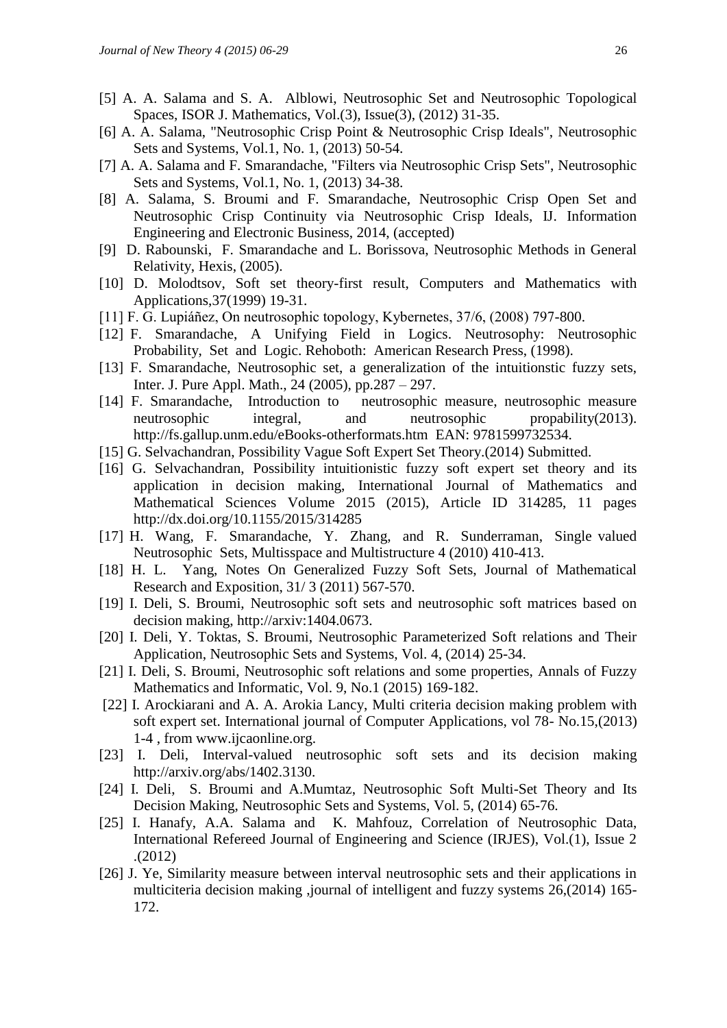[5] A. A. Salama and S. A. Alblowi, Neutrosophic Set and Neutrosophic Topological Spaces, ISOR J. Mathematics, Vol.(3), Issue(3), (2012) 31-35.

[6] A. A. Salama, "Neutrosophic Crisp Point & Neutrosophic Crisp Ideals", Neutrosophic Sets and Systems, Vol.1, No. 1, (2013) 50-54.

[7] A. A. Salama and F. Smarandache, "Filters via Neutrosophic Crisp Sets", Neutrosophic Sets and Systems, Vol.1, No. 1, (2013) 34-38.

[8] A. Salama, S. Broumi and F. Smarandache, Neutrosophic Crisp Open Set and Neutrosophic Crisp Continuity via Neutrosophic Crisp Ideals, IJ. Information Engineering and Electronic Business, 2014, (accepted)

[9] D. Rabounski, F. Smarandache and L. Borissova, Neutrosophic Methods in General Relativity, Hexis, (2005).

[10] D. Molodtsov, Soft set theory-first result, Computers and Mathematics with Applications,37(1999) 19-31.

[11] F. G. Lupiáñez, On neutrosophic topology, Kybernetes, 37/6, (2008) 797-800.

[12] F. Smarandache, A Unifying Field in Logics. Neutrosophy: Neutrosophic Probability, Set and Logic. Rehoboth: American Research Press, (1998).

[13] F. Smarandache, Neutrosophic set, a generalization of the intuitionstic fuzzy sets, Inter. J. Pure Appl. Math., 24 (2005), pp.287 – 297.

[14] F. Smarandache, Introduction to neutrosophic measure, neutrosophic measure neutrosophic integral, and neutrosophic propability(2013). http://fs.gallup.unm.edu/eBooks-otherformats.htm EAN: 9781599732534.

[15] G. Selvachandran, Possibility Vague Soft Expert Set Theory.(2014) Submitted.

[16] G. Selvachandran, Possibility intuitionistic fuzzy soft expert set theory and its application in decision making, International Journal of Mathematics and Mathematical Sciences Volume 2015 (2015), Article ID 314285, 11 pages http://dx.doi.org/10.1155/2015/314285

[17] H. Wang, F. Smarandache, Y. Zhang, and R. Sunderraman, Single valued Neutrosophic Sets, Multisspace and Multistructure 4 (2010) 410-413.

[18] H. L. Yang, Notes On Generalized Fuzzy Soft Sets, Journal of Mathematical Research and Exposition, 31/ 3 (2011) 567-570.

[19] I. Deli, S. Broumi, Neutrosophic soft sets and neutrosophic soft matrices based on decision making, http://arxiv:1404.0673.

[20] I. Deli, Y. Toktas, S. Broumi, Neutrosophic Parameterized Soft relations and Their Application, Neutrosophic Sets and Systems, Vol. 4, (2014) 25-34.

[21] I. Deli, S. Broumi, Neutrosophic soft relations and some properties, Annals of Fuzzy Mathematics and Informatic, Vol. 9, No.1 (2015) 169-182.

[22] I. Arockiarani and A. A. Arokia Lancy, Multi criteria decision making problem with soft expert set. International journal of Computer Applications, vol 78- No.15,(2013) 1-4 , from www.ijcaonline.org.

[23] I. Deli, Interval-valued neutrosophic soft sets and its decision making http://arxiv.org/abs/1402.3130.

[24] I. Deli, S. Broumi and A.Mumtaz, Neutrosophic Soft Multi-Set Theory and Its Decision Making, Neutrosophic Sets and Systems, Vol. 5, (2014) 65-76.

[25] I. Hanafy, A.A. Salama and K. Mahfouz, Correlation of Neutrosophic Data, International Refereed Journal of Engineering and Science (IRJES), Vol.(1), Issue 2 .(2012)

[26] J. Ye, Similarity measure between interval neutrosophic sets and their applications in multiciteria decision making ,journal of intelligent and fuzzy systems 26,(2014) 165-172.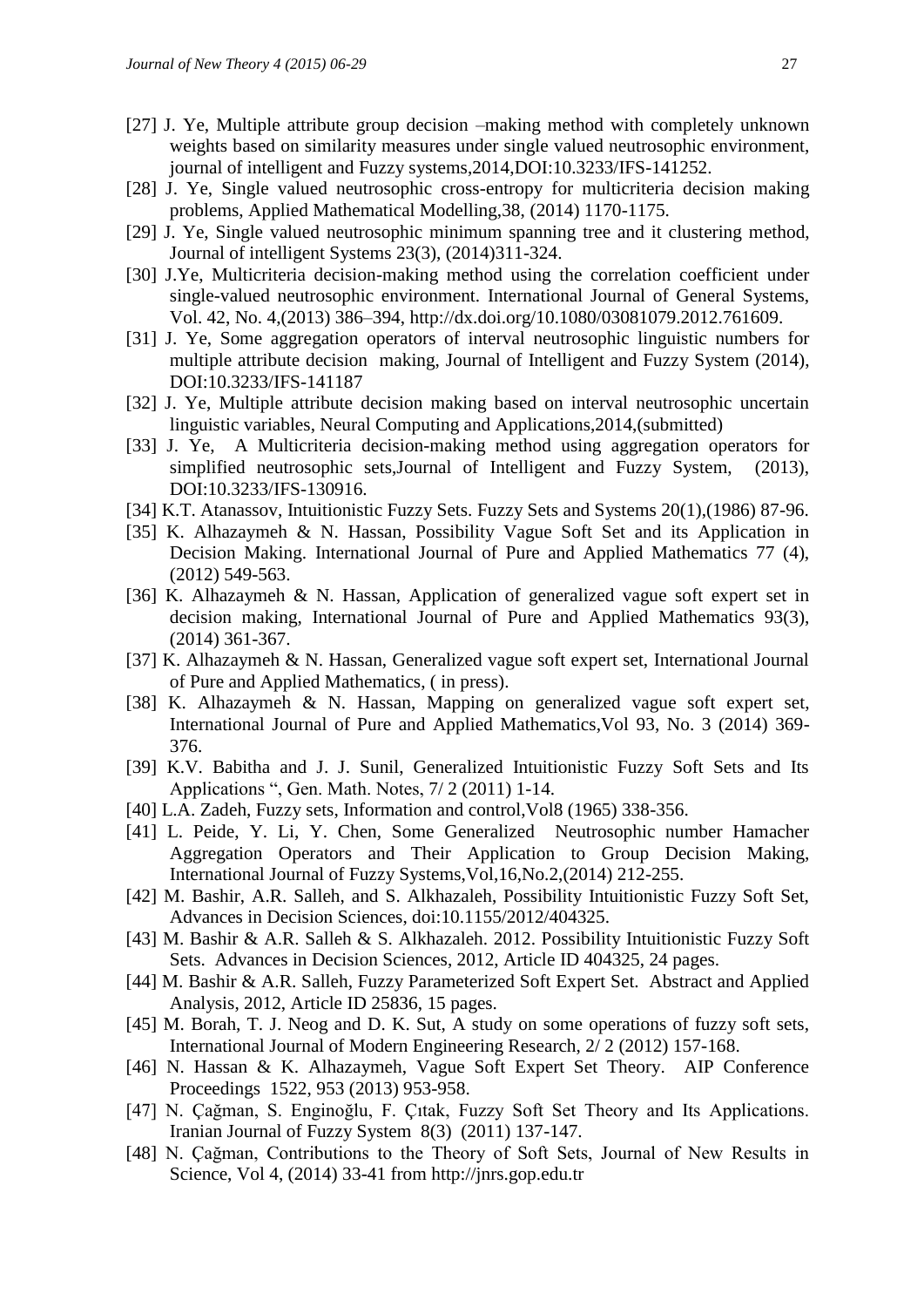[27] J. Ye, Multiple attribute group decision –making method with completely unknown weights based on similarity measures under single valued neutrosophic environment, journal of intelligent and Fuzzy systems,2014,DOI:10.3233/IFS-141252.

[28] J. Ye, Single valued neutrosophic cross-entropy for multicriteria decision making problems, Applied Mathematical Modelling,38, (2014) 1170-1175.

[29] J. Ye, Single valued neutrosophic minimum spanning tree and it clustering method, Journal of intelligent Systems 23(3), (2014)311-324.

[30] J.Ye, Multicriteria decision-making method using the correlation coefficient under single-valued neutrosophic environment. International Journal of General Systems, Vol. 42, No. 4,(2013) 386–394, http://dx.doi.org/10.1080/03081079.2012.761609.

[31] J. Ye, Some aggregation operators of interval neutrosophic linguistic numbers for multiple attribute decision making, Journal of Intelligent and Fuzzy System (2014), DOI:10.3233/IFS-141187

[32] J. Ye, Multiple attribute decision making based on interval neutrosophic uncertain linguistic variables, Neural Computing and Applications,2014,(submitted)

[33] J. Ye, A Multicriteria decision-making method using aggregation operators for simplified neutrosophic sets,Journal of Intelligent and Fuzzy System, (2013), DOI:10.3233/IFS-130916.

[34] K.T. Atanassov, Intuitionistic Fuzzy Sets. Fuzzy Sets and Systems 20(1),(1986) 87-96.

[35] K. Alhazaymeh & N. Hassan, Possibility Vague Soft Set and its Application in Decision Making. International Journal of Pure and Applied Mathematics 77 (4), (2012) 549-563.

[36] K. Alhazaymeh & N. Hassan, Application of generalized vague soft expert set in decision making, International Journal of Pure and Applied Mathematics 93(3), (2014) 361-367.

[37] K. Alhazaymeh & N. Hassan, Generalized vague soft expert set, International Journal of Pure and Applied Mathematics, ( in press).

[38] K. Alhazaymeh & N. Hassan, Mapping on generalized vague soft expert set, International Journal of Pure and Applied Mathematics,Vol 93, No. 3 (2014) 369-376.

[39] K.V. Babitha and J. J. Sunil, Generalized Intuitionistic Fuzzy Soft Sets and Its Applications ", Gen. Math. Notes, 7/ 2 (2011) 1-14.

[40] L.A. Zadeh, Fuzzy sets, Information and control,Vol8 (1965) 338-356.

[41] L. Peide, Y. Li, Y. Chen, Some Generalized Neutrosophic number Hamacher Aggregation Operators and Their Application to Group Decision Making, International Journal of Fuzzy Systems,Vol,16,No.2,(2014) 212-255.

[42] M. Bashir, A.R. Salleh, and S. Alkhazaleh, Possibility Intuitionistic Fuzzy Soft Set, Advances in Decision Sciences, doi:10.1155/2012/404325.

[43] M. Bashir & A.R. Salleh & S. Alkhazaleh. 2012. Possibility Intuitionistic Fuzzy Soft Sets. Advances in Decision Sciences, 2012, Article ID 404325, 24 pages.

[44] M. Bashir & A.R. Salleh, Fuzzy Parameterized Soft Expert Set. Abstract and Applied Analysis, 2012, Article ID 25836, 15 pages.

[45] M. Borah, T. J. Neog and D. K. Sut, A study on some operations of fuzzy soft sets, International Journal of Modern Engineering Research, 2/ 2 (2012) 157-168.

[46] N. Hassan & K. Alhazaymeh, Vague Soft Expert Set Theory. AIP Conference Proceedings 1522, 953 (2013) 953-958.

[47] N. Çağman, S. Enginoğlu, F. Çıtak, Fuzzy Soft Set Theory and Its Applications. Iranian Journal of Fuzzy System 8(3) (2011) 137-147.

[48] N. Çağman, Contributions to the Theory of Soft Sets, Journal of New Results in Science, Vol 4, (2014) 33-41 from http://jnrs.gop.edu.tr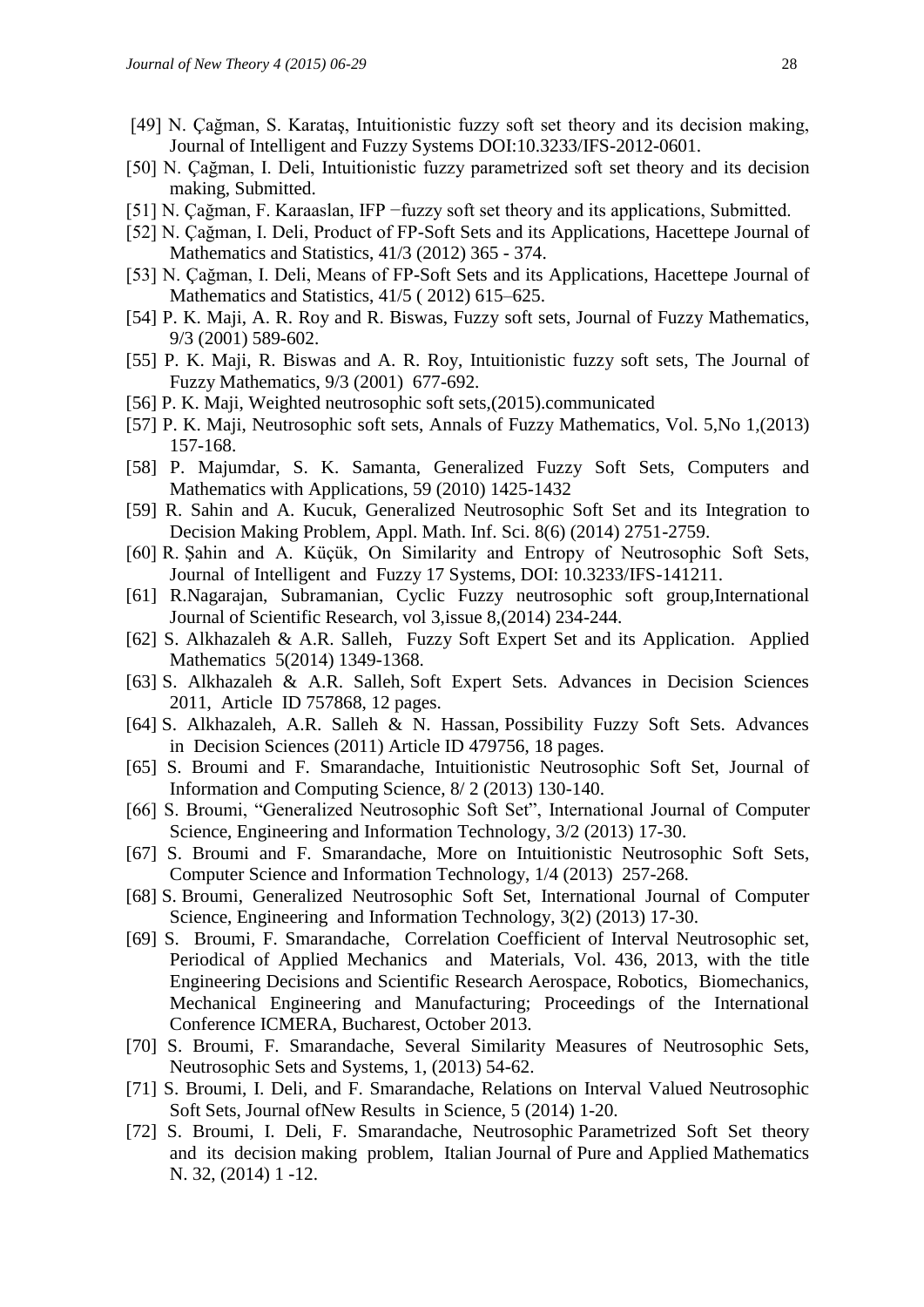[49] N. Çağman, S. Karataş, Intuitionistic fuzzy soft set theory and its decision making, Journal of Intelligent and Fuzzy Systems DOI:10.3233/IFS-2012-0601.

[50] N. Çağman, I. Deli, Intuitionistic fuzzy parametrized soft set theory and its decision making, Submitted.

[51] N. Çağman, F. Karaaslan, IFP −fuzzy soft set theory and its applications, Submitted.

[52] N. Çağman, I. Deli, Product of FP-Soft Sets and its Applications, Hacettepe Journal of Mathematics and Statistics, 41/3 (2012) 365 - 374.

[53] N. Çağman, I. Deli, Means of FP-Soft Sets and its Applications, Hacettepe Journal of Mathematics and Statistics, 41/5 ( 2012) 615–625.

[54] P. K. Maji, A. R. Roy and R. Biswas, Fuzzy soft sets, Journal of Fuzzy Mathematics, 9/3 (2001) 589-602.

[55] P. K. Maji, R. Biswas and A. R. Roy, Intuitionistic fuzzy soft sets, The Journal of Fuzzy Mathematics, 9/3 (2001) 677-692.

[56] P. K. Maji, Weighted neutrosophic soft sets,(2015).communicated

[57] P. K. Maji, Neutrosophic soft sets, Annals of Fuzzy Mathematics, Vol. 5,No 1,(2013) 157-168.

[58] P. Majumdar, S. K. Samanta, Generalized Fuzzy Soft Sets, Computers and Mathematics with Applications, 59 (2010) 1425-1432

[59] R. Sahin and A. Kucuk, Generalized Neutrosophic Soft Set and its Integration to Decision Making Problem, Appl. Math. Inf. Sci. 8(6) (2014) 2751-2759.

[60] R. Şahin and A. Küçük, On Similarity and Entropy of Neutrosophic Soft Sets, Journal of Intelligent and Fuzzy 17 Systems, DOI: 10.3233/IFS-141211.

[61] R.Nagarajan, Subramanian, Cyclic Fuzzy neutrosophic soft group,International Journal of Scientific Research, vol 3,issue 8,(2014) 234-244.

[62] S. Alkhazaleh & A.R. Salleh, Fuzzy Soft Expert Set and its Application. Applied Mathematics 5(2014) 1349-1368.

[63] S. Alkhazaleh & A.R. Salleh, Soft Expert Sets. Advances in Decision Sciences 2011, Article ID 757868, 12 pages.

[64] S. Alkhazaleh, A.R. Salleh & N. Hassan, Possibility Fuzzy Soft Sets. Advances in Decision Sciences (2011) Article ID 479756, 18 pages.

[65] S. Broumi and F. Smarandache, Intuitionistic Neutrosophic Soft Set, Journal of Information and Computing Science, 8/ 2 (2013) 130-140.

[66] S. Broumi, "Generalized Neutrosophic Soft Set", International Journal of Computer Science, Engineering and Information Technology, 3/2 (2013) 17-30.

[67] S. Broumi and F. Smarandache, More on Intuitionistic Neutrosophic Soft Sets, Computer Science and Information Technology, 1/4 (2013) 257-268.

[68] S. Broumi, Generalized Neutrosophic Soft Set, International Journal of Computer Science, Engineering and Information Technology, 3(2) (2013) 17-30.

[69] S. Broumi, F. Smarandache, Correlation Coefficient of Interval Neutrosophic set, Periodical of Applied Mechanics and Materials, Vol. 436, 2013, with the title Engineering Decisions and Scientific Research Aerospace, Robotics, Biomechanics, Mechanical Engineering and Manufacturing; Proceedings of the International Conference ICMERA, Bucharest, October 2013.

[70] S. Broumi, F. Smarandache, Several Similarity Measures of Neutrosophic Sets, Neutrosophic Sets and Systems, 1, (2013) 54-62.

[71] S. Broumi, I. Deli, and F. Smarandache, Relations on Interval Valued Neutrosophic Soft Sets, Journal ofNew Results in Science, 5 (2014) 1-20.

[72] S. Broumi, I. Deli, F. Smarandache, Neutrosophic Parametrized Soft Set theory and its decision making problem, Italian Journal of Pure and Applied Mathematics N. 32, (2014) 1 -12.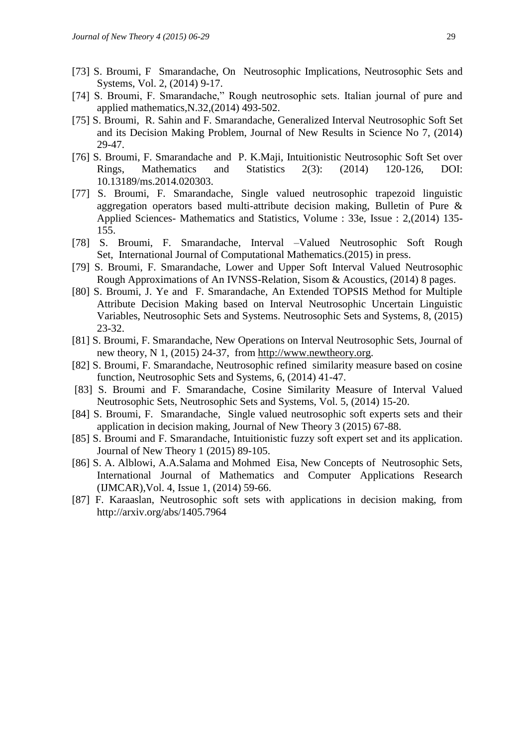[73] S. Broumi, F Smarandache, On Neutrosophic Implications, Neutrosophic Sets and Systems, Vol. 2, (2014) 9-17.

[74] S. Broumi, F. Smarandache," Rough neutrosophic sets. Italian journal of pure and applied mathematics,N.32,(2014) 493-502.

[75] S. Broumi, R. Sahin and F. Smarandache, Generalized Interval Neutrosophic Soft Set and its Decision Making Problem, Journal of New Results in Science No 7, (2014) 29-47.

[76] S. Broumi, F. Smarandache and P. K.Maji, Intuitionistic Neutrosophic Soft Set over Rings, Mathematics and Statistics 2(3): (2014) 120-126, DOI: 10.13189/ms.2014.020303.

[77] S. Broumi, F. Smarandache, Single valued neutrosophic trapezoid linguistic aggregation operators based multi-attribute decision making, Bulletin of Pure & Applied Sciences- Mathematics and Statistics, Volume : 33e, Issue : 2,(2014) 135-155.

[78] S. Broumi, F. Smarandache, Interval –Valued Neutrosophic Soft Rough Set, International Journal of Computational Mathematics.(2015) in press.

[79] S. Broumi, F. Smarandache, Lower and Upper Soft Interval Valued Neutrosophic Rough Approximations of An IVNSS-Relation, Sisom & Acoustics, (2014) 8 pages.

[80] S. Broumi, J. Ye and F. Smarandache, An Extended TOPSIS Method for Multiple Attribute Decision Making based on Interval Neutrosophic Uncertain Linguistic Variables, Neutrosophic Sets and Systems. Neutrosophic Sets and Systems, 8, (2015) 23-32.

[81] S. Broumi, F. Smarandache, New Operations on Interval Neutrosophic Sets, Journal of new theory, N 1, (2015) 24-37, from http://www.newtheory.org.

[82] S. Broumi, F. Smarandache, Neutrosophic refined similarity measure based on cosine function, Neutrosophic Sets and Systems, 6, (2014) 41-47.

[83] S. Broumi and F. Smarandache, Cosine Similarity Measure of Interval Valued Neutrosophic Sets, Neutrosophic Sets and Systems, Vol. 5, (2014) 15-20.

[84] S. Broumi, F. Smarandache, Single valued neutrosophic soft experts sets and their application in decision making, Journal of New Theory 3 (2015) 67-88.

[85] S. Broumi and F. Smarandache, Intuitionistic fuzzy soft expert set and its application. Journal of New Theory 1 (2015) 89-105.

[86] S. A. Alblowi, A.A.Salama and Mohmed Eisa, New Concepts of Neutrosophic Sets, International Journal of Mathematics and Computer Applications Research (IJMCAR),Vol. 4, Issue 1, (2014) 59-66.

[87] F. Karaaslan, Neutrosophic soft sets with applications in decision making, from http://arxiv.org/abs/1405.7964